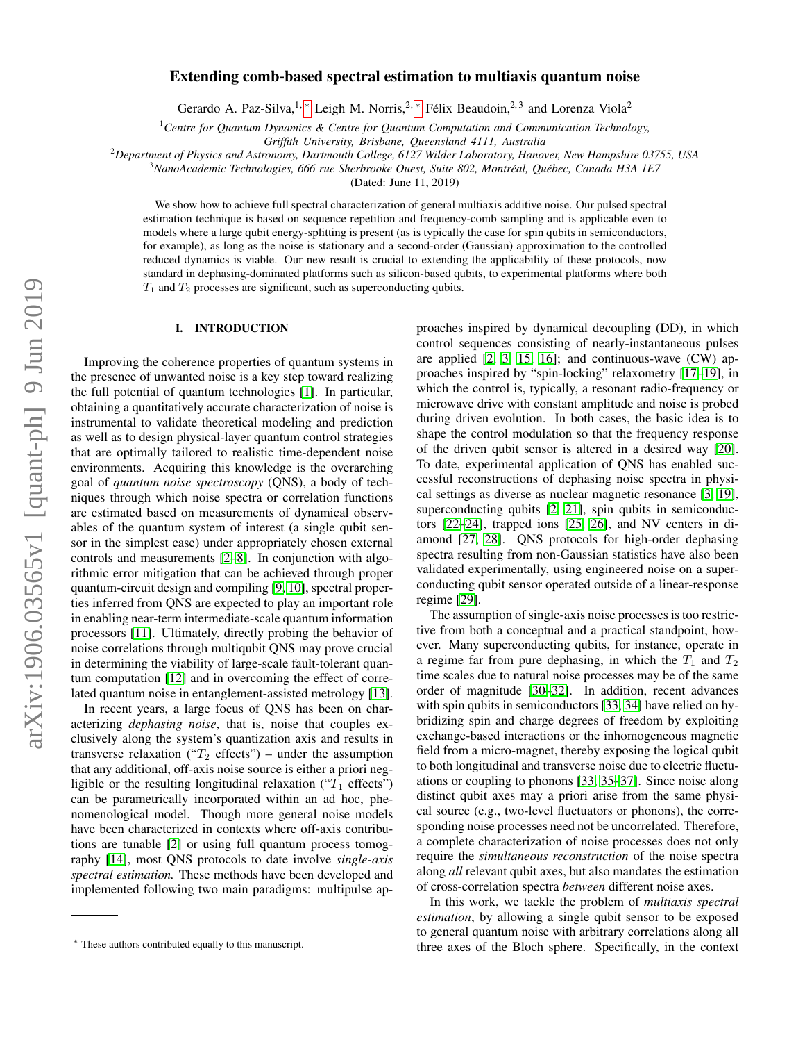# Extending comb-based spectral estimation to multiaxis quantum noise

Gerardo A. Paz-Silva,[1,*] Leigh M. Norris,[2,*] Félix Beaudoin,[2,3] and Lorenza Viola[2]

[1]*Centre for Quantum Dynamics & Centre for Quantum Computation and Communication Technology, Griffith University, Brisbane, Queensland 4111, Australia*

[2]*Department of Physics and Astronomy, Dartmouth College, 6127 Wilder Laboratory, Hanover, New Hampshire 03755, USA*

[3]*NanoAcademic Technologies, 666 rue Sherbrooke Ouest, Suite 802, Montréal, Québec, Canada H3A 1E7*

(Dated: June 11, 2019)

We show how to achieve full spectral characterization of general multiaxis additive noise. Our pulsed spectral estimation technique is based on sequence repetition and frequency-comb sampling and is applicable even to models where a large qubit energy-splitting is present (as is typically the case for spin qubits in semiconductors, for example), as long as the noise is stationary and a second-order (Gaussian) approximation to the controlled reduced dynamics is viable. Our new result is crucial to extending the applicability of these protocols, now standard in dephasing-dominated platforms such as silicon-based qubits, to experimental platforms where both $T_1$ and $T_2$ processes are significant, such as superconducting qubits.

## I. INTRODUCTION

Improving the coherence properties of quantum systems in the presence of unwanted noise is a key step toward realizing the full potential of quantum technologies [1]. In particular, obtaining a quantitatively accurate characterization of noise is instrumental to validate theoretical modeling and prediction as well as to design physical-layer quantum control strategies that are optimally tailored to realistic time-dependent noise environments. Acquiring this knowledge is the overarching goal of *quantum noise spectroscopy* (QNS), a body of techniques through which noise spectra or correlation functions are estimated based on measurements of dynamical observables of the quantum system of interest (a single qubit sensor in the simplest case) under appropriately chosen external controls and measurements [2–8]. In conjunction with algorithmic error mitigation that can be achieved through proper quantum-circuit design and compiling [9, 10], spectral properties inferred from QNS are expected to play an important role in enabling near-term intermediate-scale quantum information processors [11]. Ultimately, directly probing the behavior of noise correlations through multiqubit QNS may prove crucial in determining the viability of large-scale fault-tolerant quantum computation [12] and in overcoming the effect of correlated quantum noise in entanglement-assisted metrology [13].

In recent years, a large focus of QNS has been on characterizing *dephasing noise*, that is, noise that couples exclusively along the system's quantization axis and results in transverse relaxation ("$T_2$ effects") – under the assumption that any additional, off-axis noise source is either a priori negligible or the resulting longitudinal relaxation ("$T_1$ effects") can be parametrically incorporated within an ad hoc, phenomenological model. Though more general noise models have been characterized in contexts where off-axis contributions are tunable [2] or using full quantum process tomography [14], most QNS protocols to date involve *single-axis spectral estimation.* These methods have been developed and implemented following two main paradigms: multipulse approaches inspired by dynamical decoupling (DD), in which control sequences consisting of nearly-instantaneous pulses are applied [2, 3, 15, 16]; and continuous-wave (CW) approaches inspired by "spin-locking" relaxometry [17–19], in which the control is, typically, a resonant radio-frequency or microwave drive with constant amplitude and noise is probed during driven evolution. In both cases, the basic idea is to shape the control modulation so that the frequency response of the driven qubit sensor is altered in a desired way [20]. To date, experimental application of QNS has enabled successful reconstructions of dephasing noise spectra in physical settings as diverse as nuclear magnetic resonance [3, 19], superconducting qubits [2, 21], spin qubits in semiconductors [22–24], trapped ions [25, 26], and NV centers in diamond [27, 28]. QNS protocols for high-order dephasing spectra resulting from non-Gaussian statistics have also been validated experimentally, using engineered noise on a superconducting qubit sensor operated outside of a linear-response regime [29].

The assumption of single-axis noise processes is too restrictive from both a conceptual and a practical standpoint, however. Many superconducting qubits, for instance, operate in a regime far from pure dephasing, in which the $T_1$ and $T_2$ time scales due to natural noise processes may be of the same order of magnitude [30–32]. In addition, recent advances with spin qubits in semiconductors [33, 34] have relied on hybridizing spin and charge degrees of freedom by exploiting exchange-based interactions or the inhomogeneous magnetic field from a micro-magnet, thereby exposing the logical qubit to both longitudinal and transverse noise due to electric fluctuations or coupling to phonons [33, 35–37]. Since noise along distinct qubit axes may a priori arise from the same physical source (e.g., two-level fluctuators or phonons), the corresponding noise processes need not be uncorrelated. Therefore, a complete characterization of noise processes does not only require the *simultaneous reconstruction* of the noise spectra along *all* relevant qubit axes, but also mandates the estimation of cross-correlation spectra *between* different noise axes.

In this work, we tackle the problem of *multiaxis spectral estimation*, by allowing a single qubit sensor to be exposed to general quantum noise with arbitrary correlations along all three axes of the Bloch sphere. Specifically, in the context

* These authors contributed equally to this manuscript.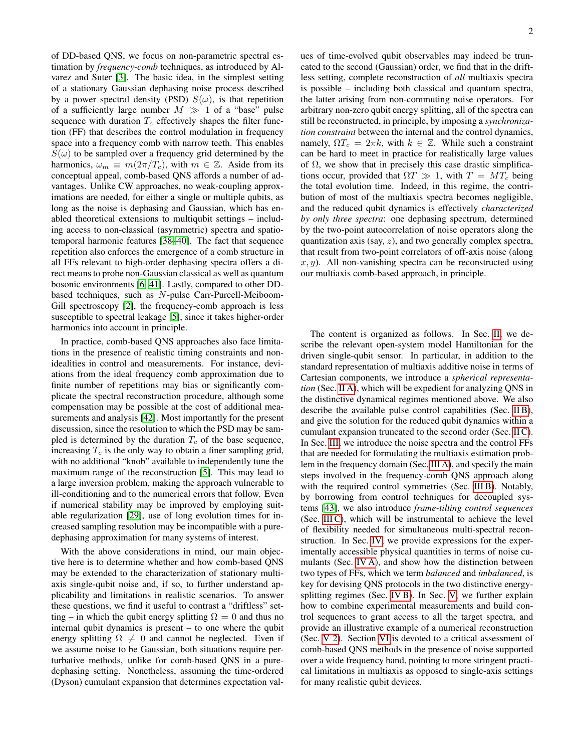of DD-based QNS, we focus on non-parametric spectral estimation by *frequency-comb* techniques, as introduced by Alvarez and Suter [3]. The basic idea, in the simplest setting of a stationary Gaussian dephasing noise process described by a power spectral density (PSD) $S(\omega)$, is that repetition of a sufficiently large number $M \gg 1$ of a "base" pulse sequence with duration $T_c$ effectively shapes the filter function (FF) that describes the control modulation in frequency space into a frequency comb with narrow teeth. This enables $S(\omega)$ to be sampled over a frequency grid determined by the harmonics, $\omega_m \equiv m(2\pi/T_c)$, with $m \in \mathbb{Z}$. Aside from its conceptual appeal, comb-based QNS affords a number of advantages. Unlike CW approaches, no weak-coupling approximations are needed, for either a single or multiple qubits, as long as the noise is dephasing and Gaussian, which has enabled theoretical extensions to multiqubit settings – including access to non-classical (asymmetric) spectra and spatio-temporal harmonic features [38–40]. The fact that sequence repetition also enforces the emergence of a comb structure in all FFs relevant to high-order dephasing spectra offers a direct means to probe non-Gaussian classical as well as quantum bosonic environments [6, 41]. Lastly, compared to other DD-based techniques, such as $N$-pulse Carr-Purcell-Meiboom-Gill spectroscopy [2], the frequency-comb approach is less susceptible to spectral leakage [5], since it takes higher-order harmonics into account in principle.

In practice, comb-based QNS approaches also face limitations in the presence of realistic timing constraints and non-idealities in control and measurements. For instance, deviations from the ideal frequency comb approximation due to finite number of repetitions may bias or significantly complicate the spectral reconstruction procedure, although some compensation may be possible at the cost of additional measurements and analysis [42]. Most importantly for the present discussion, since the resolution to which the PSD may be sampled is determined by the duration $T_c$ of the base sequence, increasing $T_c$ is the only way to obtain a finer sampling grid, with no additional "knob" available to independently tune the maximum range of the reconstruction [5]. This may lead to a large inversion problem, making the approach vulnerable to ill-conditioning and to the numerical errors that follow. Even if numerical stability may be improved by employing suitable regularization [29], use of long evolution times for increased sampling resolution may be incompatible with a pure-dephasing approximation for many systems of interest.

With the above considerations in mind, our main objective here is to determine whether and how comb-based QNS may be extended to the characterization of stationary multiaxis single-qubit noise and, if so, to further understand applicability and limitations in realistic scenarios. To answer these questions, we find it useful to contrast a "driftless" setting – in which the qubit energy splitting $\Omega = 0$ and thus no internal qubit dynamics is present – to one where the qubit energy splitting $\Omega \neq 0$ and cannot be neglected. Even if we assume noise to be Gaussian, both situations require perturbative methods, unlike for comb-based QNS in a pure-dephasing setting. Nonetheless, assuming the time-ordered (Dyson) cumulant expansion that determines expectation values of time-evolved qubit observables may indeed be truncated to the second (Gaussian) order, we find that in the driftless setting, complete reconstruction of *all* multiaxis spectra is possible – including both classical and quantum spectra, the latter arising from non-commuting noise operators. For arbitrary non-zero qubit energy splitting, all of the spectra can still be reconstructed, in principle, by imposing a *synchronization constraint* between the internal and the control dynamics, namely, $\Omega T_c = 2\pi k$, with $k \in \mathbb{Z}$. While such a constraint can be hard to meet in practice for realistically large values of $\Omega$, we show that in precisely this case drastic simplifications occur, provided that $\Omega T \gg 1$, with $T = MT_c$ being the total evolution time. Indeed, in this regime, the contribution of most of the multiaxis spectra becomes negligible, and the reduced qubit dynamics is effectively *characterized by only three spectra*: one dephasing spectrum, determined by the two-point autocorrelation of noise operators along the quantization axis (say, $z$), and two generally complex spectra, that result from two-point correlators of off-axis noise (along $x, y$). All non-vanishing spectra can be reconstructed using our multiaxis comb-based approach, in principle.

The content is organized as follows. In Sec. II, we describe the relevant open-system model Hamiltonian for the driven single-qubit sensor. In particular, in addition to the standard representation of multiaxis additive noise in terms of Cartesian components, we introduce a *spherical representation* (Sec. II A), which will be expedient for analyzing QNS in the distinctive dynamical regimes mentioned above. We also describe the available pulse control capabilities (Sec. II B), and give the solution for the reduced qubit dynamics within a cumulant expansion truncated to the second order (Sec. II C). In Sec. III, we introduce the noise spectra and the control FFs that are needed for formulating the multiaxis estimation problem in the frequency domain (Sec. III A), and specify the main steps involved in the frequency-comb QNS approach along with the required control symmetries (Sec. III B). Notably, by borrowing from control techniques for decoupled systems [43], we also introduce *frame-tilting control sequences* (Sec. III C), which will be instrumental to achieve the level of flexibility needed for simultaneous multi-spectral reconstruction. In Sec. IV, we provide expressions for the experimentally accessible physical quantities in terms of noise cumulants (Sec. IV A), and show how the distinction between two types of FFs, which we term *balanced* and *imbalanced*, is key for devising QNS protocols in the two distinctive energy-splitting regimes (Sec. IV B). In Sec. V, we further explain how to combine experimental measurements and build control sequences to grant access to all the target spectra, and provide an illustrative example of a numerical reconstruction (Sec. V 2). Section VI is devoted to a critical assessment of comb-based QNS methods in the presence of noise supported over a wide frequency band, pointing to more stringent practical limitations in multiaxis as opposed to single-axis settings for many realistic qubit devices.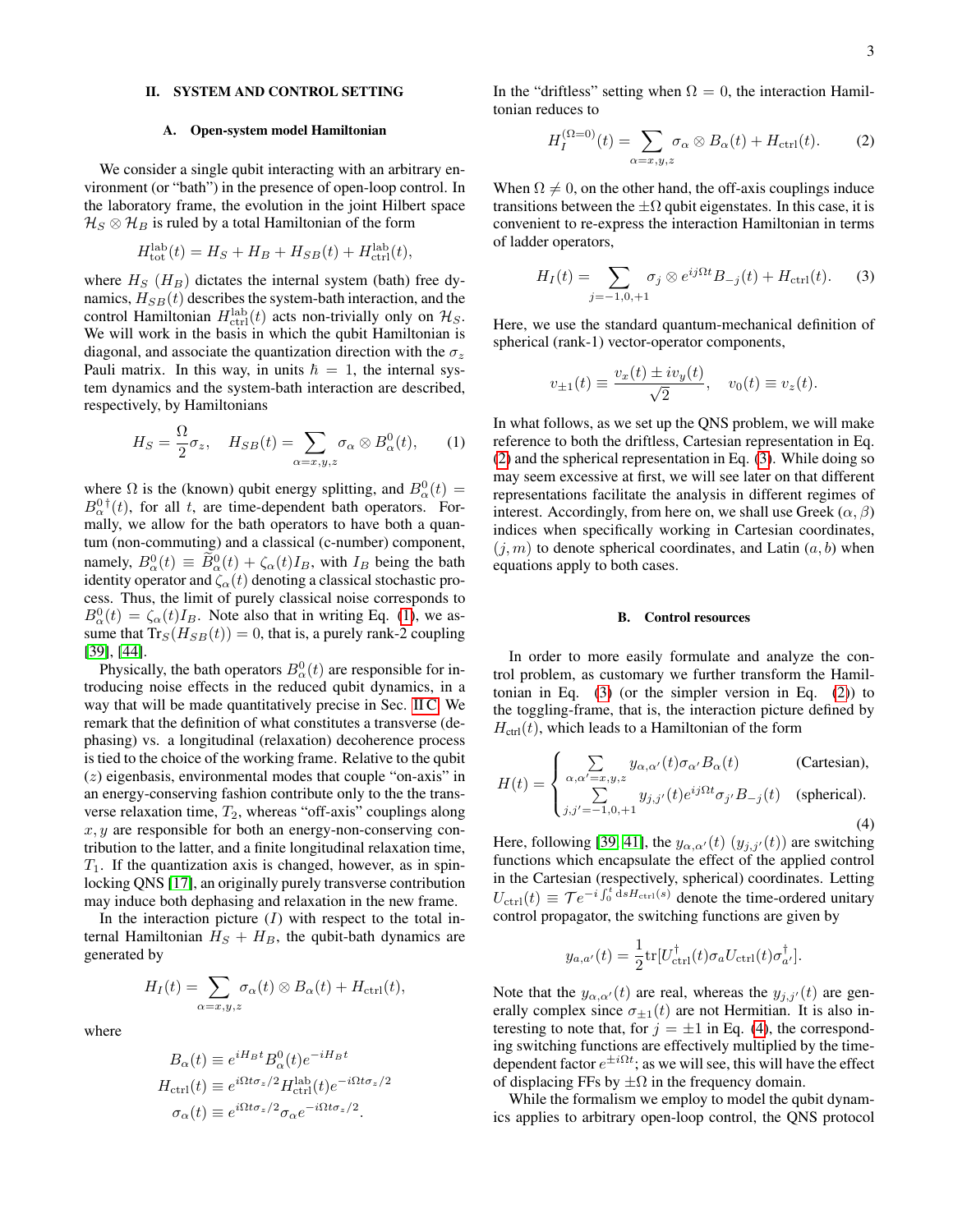## II. SYSTEM AND CONTROL SETTING

### A. Open-system model Hamiltonian

We consider a single qubit interacting with an arbitrary environment (or "bath") in the presence of open-loop control. In the laboratory frame, the evolution in the joint Hilbert space $\mathcal{H}_S \otimes \mathcal{H}_B$ is ruled by a total Hamiltonian of the form

$$H_{\rm tot}^{\rm lab}(t) = H_S + H_B + H_{SB}(t) + H_{\rm ctrl}^{\rm lab}(t),$$

where $H_S$ ($H_B$) dictates the internal system (bath) free dynamics, $H_{SB}(t)$ describes the system-bath interaction, and the control Hamiltonian $H_{\rm ctrl}^{\rm lab}(t)$ acts non-trivially only on $\mathcal{H}_S$. We will work in the basis in which the qubit Hamiltonian is diagonal, and associate the quantization direction with the $\sigma_z$ Pauli matrix. In this way, in units $\hbar = 1$, the internal system dynamics and the system-bath interaction are described, respectively, by Hamiltonians

$$H_S = \frac{\Omega}{2}\sigma_z, \quad H_{SB}(t) = \sum_{\alpha=x,y,z} \sigma_\alpha \otimes B_\alpha^0(t), \tag{1}$$

where $\Omega$ is the (known) qubit energy splitting, and $B_\alpha^0(t) = B_\alpha^{0\,\dagger}(t)$, for all $t$, are time-dependent bath operators. Formally, we allow for the bath operators to have both a quantum (non-commuting) and a classical (c-number) component, namely, $B_\alpha^0(t) \equiv \widetilde{B}_\alpha^0(t) + \zeta_\alpha(t) I_B$, with $I_B$ being the bath identity operator and $\zeta_\alpha(t)$ denoting a classical stochastic process. Thus, the limit of purely classical noise corresponds to $B_\alpha^0(t) = \zeta_\alpha(t) I_B$. Note also that in writing Eq. (1), we assume that ${\rm Tr}_S(H_{SB}(t)) = 0$, that is, a purely rank-2 coupling [39], [44].

Physically, the bath operators $B_\alpha^0(t)$ are responsible for introducing noise effects in the reduced qubit dynamics, in a way that will be made quantitatively precise in Sec. II C. We remark that the definition of what constitutes a transverse (dephasing) vs. a longitudinal (relaxation) decoherence process is tied to the choice of the working frame. Relative to the qubit ($z$) eigenbasis, environmental modes that couple "on-axis" in an energy-conserving fashion contribute only to the the transverse relaxation time, $T_2$, whereas "off-axis" couplings along $x, y$ are responsible for both an energy-non-conserving contribution to the latter, and a finite longitudinal relaxation time, $T_1$. If the quantization axis is changed, however, as in spin-locking QNS [17], an originally purely transverse contribution may induce both dephasing and relaxation in the new frame.

In the interaction picture ($I$) with respect to the total internal Hamiltonian $H_S + H_B$, the qubit-bath dynamics are generated by

$$H_I(t) = \sum_{\alpha=x,y,z} \sigma_\alpha(t) \otimes B_\alpha(t) + H_{\rm ctrl}(t),$$

where

$$B_\alpha(t) \equiv e^{iH_B t} B_\alpha^0(t) e^{-iH_B t}$$
$$H_{\rm ctrl}(t) \equiv e^{i\Omega t\sigma_z/2} H_{\rm ctrl}^{\rm lab}(t) e^{-i\Omega t\sigma_z/2}$$
$$\sigma_\alpha(t) \equiv e^{i\Omega t\sigma_z/2} \sigma_\alpha e^{-i\Omega t\sigma_z/2}.$$

In the "driftless" setting when $\Omega = 0$, the interaction Hamiltonian reduces to

$$H_I^{(\Omega=0)}(t) = \sum_{\alpha=x,y,z} \sigma_\alpha \otimes B_\alpha(t) + H_{\rm ctrl}(t). \tag{2}$$

When $\Omega \neq 0$, on the other hand, the off-axis couplings induce transitions between the $\pm\Omega$ qubit eigenstates. In this case, it is convenient to re-express the interaction Hamiltonian in terms of ladder operators,

$$H_I(t) = \sum_{j=-1,0,+1} \sigma_j \otimes e^{ij\Omega t} B_{-j}(t) + H_{\rm ctrl}(t). \tag{3}$$

Here, we use the standard quantum-mechanical definition of spherical (rank-1) vector-operator components,

$$v_{\pm 1}(t) \equiv \frac{v_x(t) \pm i v_y(t)}{\sqrt{2}}, \quad v_0(t) \equiv v_z(t).$$

In what follows, as we set up the QNS problem, we will make reference to both the driftless, Cartesian representation in Eq. (2) and the spherical representation in Eq. (3). While doing so may seem excessive at first, we will see later on that different representations facilitate the analysis in different regimes of interest. Accordingly, from here on, we shall use Greek $(\alpha, \beta)$ indices when specifically working in Cartesian coordinates, $(j, m)$ to denote spherical coordinates, and Latin $(a, b)$ when equations apply to both cases.

### B. Control resources

In order to more easily formulate and analyze the control problem, as customary we further transform the Hamiltonian in Eq. (3) (or the simpler version in Eq. (2)) to the toggling-frame, that is, the interaction picture defined by $H_{\rm ctrl}(t)$, which leads to a Hamiltonian of the form

$$H(t) = \begin{cases} \displaystyle\sum_{\alpha,\alpha'=x,y,z} y_{\alpha,\alpha'}(t)\sigma_{\alpha'} B_\alpha(t) & \text{(Cartesian)}, \\ \displaystyle\sum_{j,j'=-1,0,+1} y_{j,j'}(t) e^{ij\Omega t}\sigma_{j'} B_{-j}(t) & \text{(spherical)}. \end{cases} \tag{4}$$

Here, following [39, 41], the $y_{\alpha,\alpha'}(t)$ ($y_{j,j'}(t)$) are switching functions which encapsulate the effect of the applied control in the Cartesian (respectively, spherical) coordinates. Letting $U_{\rm ctrl}(t) \equiv \mathcal{T} e^{-i\int_0^t ds H_{\rm ctrl}(s)}$ denote the time-ordered unitary control propagator, the switching functions are given by

$$y_{a,a'}(t) = \frac{1}{2}{\rm tr}[U_{\rm ctrl}^\dagger(t)\sigma_a U_{\rm ctrl}(t)\sigma_{a'}^\dagger].$$

Note that the $y_{\alpha,\alpha'}(t)$ are real, whereas the $y_{j,j'}(t)$ are generally complex since $\sigma_{\pm 1}(t)$ are not Hermitian. It is also interesting to note that, for $j = \pm 1$ in Eq. (4), the corresponding switching functions are effectively multiplied by the time-dependent factor $e^{\pm i\Omega t}$; as we will see, this will have the effect of displacing FFs by $\pm\Omega$ in the frequency domain.

While the formalism we employ to model the qubit dynamics applies to arbitrary open-loop control, the QNS protocol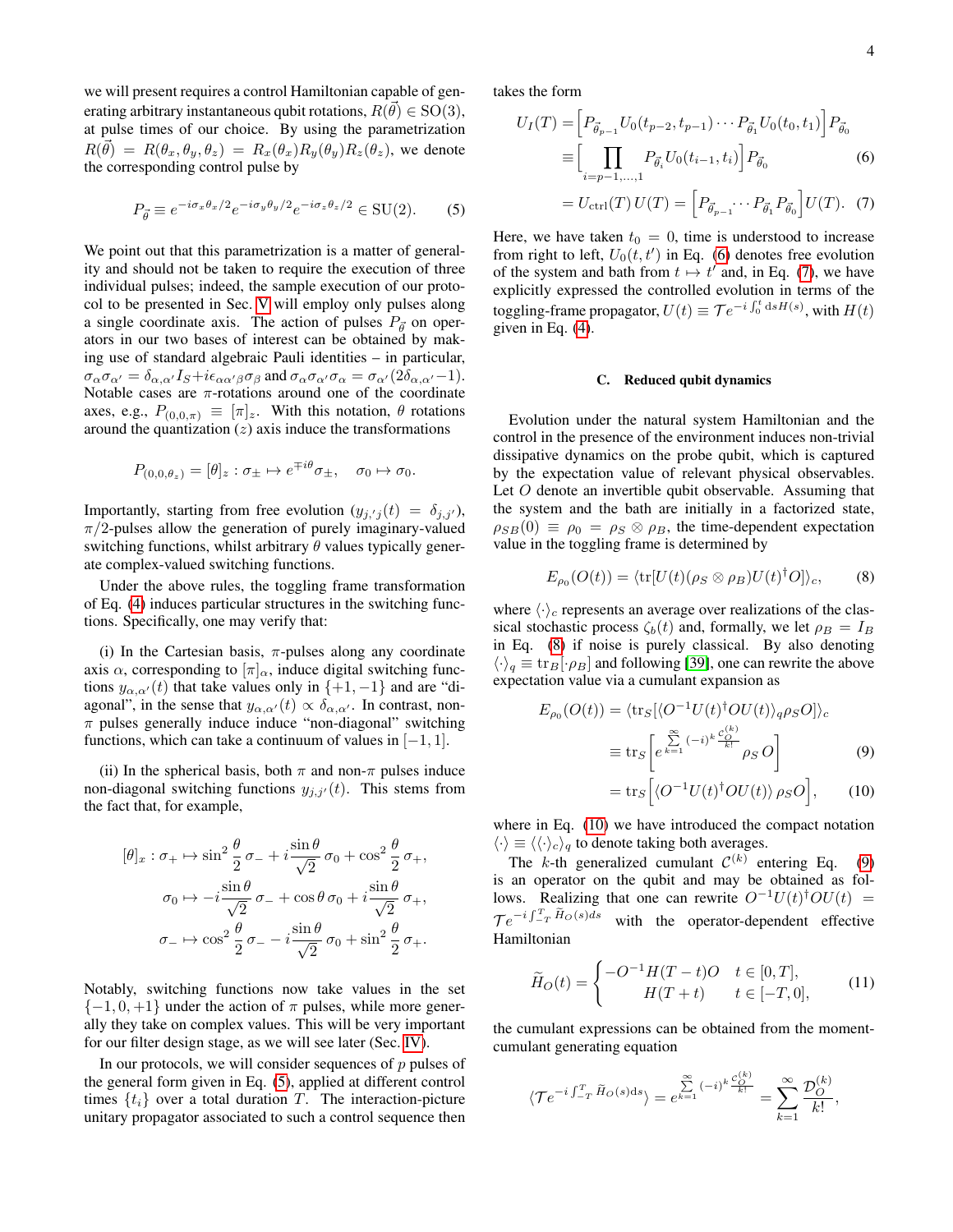we will present requires a control Hamiltonian capable of generating arbitrary instantaneous qubit rotations, $R(\vec{\theta}) \in \mathrm{SO}(3)$, at pulse times of our choice. By using the parametrization $R(\vec{\theta}) = R(\theta_x, \theta_y, \theta_z) = R_x(\theta_x)R_y(\theta_y)R_z(\theta_z)$, we denote the corresponding control pulse by

$$P_{\vec{\theta}} \equiv e^{-i\sigma_x\theta_x/2}e^{-i\sigma_y\theta_y/2}e^{-i\sigma_z\theta_z/2} \in \mathrm{SU}(2). \tag{5}$$

We point out that this parametrization is a matter of generality and should not be taken to require the execution of three individual pulses; indeed, the sample execution of our protocol to be presented in Sec. V will employ only pulses along a single coordinate axis. The action of pulses $P_{\vec{\theta}}$ on operators in our two bases of interest can be obtained by making use of standard algebraic Pauli identities – in particular, $\sigma_\alpha\sigma_{\alpha'} = \delta_{\alpha,\alpha'}I_S + i\epsilon_{\alpha\alpha'\beta}\sigma_\beta$ and $\sigma_\alpha\sigma_{\alpha'}\sigma_\alpha = \sigma_{\alpha'}(2\delta_{\alpha,\alpha'}-1)$. Notable cases are $\pi$-rotations around one of the coordinate axes, e.g., $P_{(0,0,\pi)} \equiv [\pi]_z$. With this notation, $\theta$ rotations around the quantization ($z$) axis induce the transformations

$$P_{(0,0,\theta_z)} = [\theta]_z : \sigma_\pm \mapsto e^{\mp i\theta}\sigma_\pm, \quad \sigma_0 \mapsto \sigma_0.$$

Importantly, starting from free evolution ($y_{j,'j}(t) = \delta_{j,j'}$), $\pi/2$-pulses allow the generation of purely imaginary-valued switching functions, whilst arbitrary $\theta$ values typically generate complex-valued switching functions.

Under the above rules, the toggling frame transformation of Eq. (4) induces particular structures in the switching functions. Specifically, one may verify that:

(i) In the Cartesian basis, $\pi$-pulses along any coordinate axis $\alpha$, corresponding to $[\pi]_\alpha$, induce digital switching functions $y_{\alpha,\alpha'}(t)$ that take values only in $\{+1,-1\}$ and are "diagonal", in the sense that $y_{\alpha,\alpha'}(t) \propto \delta_{\alpha,\alpha'}$. In contrast, non-$\pi$ pulses generally induce induce "non-diagonal" switching functions, which can take a continuum of values in $[-1,1]$.

(ii) In the spherical basis, both $\pi$ and non-$\pi$ pulses induce non-diagonal switching functions $y_{j,j'}(t)$. This stems from the fact that, for example,

$$\begin{aligned}
[\theta]_x : \sigma_+ &\mapsto \sin^2\frac{\theta}{2}\,\sigma_- + i\frac{\sin\theta}{\sqrt{2}}\,\sigma_0 + \cos^2\frac{\theta}{2}\,\sigma_+,\\
\sigma_0 &\mapsto -i\frac{\sin\theta}{\sqrt{2}}\,\sigma_- + \cos\theta\,\sigma_0 + i\frac{\sin\theta}{\sqrt{2}}\,\sigma_+,\\
\sigma_- &\mapsto \cos^2\frac{\theta}{2}\,\sigma_- - i\frac{\sin\theta}{\sqrt{2}}\,\sigma_0 + \sin^2\frac{\theta}{2}\,\sigma_+.
\end{aligned}$$

Notably, switching functions now take values in the set $\{-1,0,+1\}$ under the action of $\pi$ pulses, while more generally they take on complex values. This will be very important for our filter design stage, as we will see later (Sec. IV).

In our protocols, we will consider sequences of $p$ pulses of the general form given in Eq. (5), applied at different control times $\{t_i\}$ over a total duration $T$. The interaction-picture unitary propagator associated to such a control sequence then takes the form

$$\begin{aligned}
U_I(T) &= \Big[P_{\vec{\theta}_{p-1}}U_0(t_{p-2},t_{p-1})\cdots P_{\vec{\theta}_1}U_0(t_0,t_1)\Big]P_{\vec{\theta}_0}\\
&\equiv \Big[\prod_{i=p-1,\ldots,1} P_{\vec{\theta}_i}U_0(t_{i-1},t_i)\Big]P_{\vec{\theta}_0} \qquad (6)\\
&= U_{\rm ctrl}(T)\,U(T) = \Big[P_{\vec{\theta}_{p-1}}\cdots P_{\vec{\theta}_1}P_{\vec{\theta}_0}\Big]U(T). \qquad (7)
\end{aligned}$$

Here, we have taken $t_0 = 0$, time is understood to increase from right to left, $U_0(t,t')$ in Eq. (6) denotes free evolution of the system and bath from $t \mapsto t'$ and, in Eq. (7), we have explicitly expressed the controlled evolution in terms of the toggling-frame propagator, $U(t) \equiv \mathcal{T}e^{-i\int_0^t {\rm d}s H(s)}$, with $H(t)$ given in Eq. (4).

### C. Reduced qubit dynamics

Evolution under the natural system Hamiltonian and the control in the presence of the environment induces non-trivial dissipative dynamics on the probe qubit, which is captured by the expectation value of relevant physical observables. Let $O$ denote an invertible qubit observable. Assuming that the system and the bath are initially in a factorized state, $\rho_{SB}(0) \equiv \rho_0 = \rho_S \otimes \rho_B$, the time-dependent expectation value in the toggling frame is determined by

$$E_{\rho_0}(O(t)) = \langle {\rm tr}[U(t)(\rho_S\otimes\rho_B)U(t)^\dagger O]\rangle_c, \tag{8}$$

where $\langle\cdot\rangle_c$ represents an average over realizations of the classical stochastic process $\zeta_b(t)$ and, formally, we let $\rho_B = I_B$ in Eq. (8) if noise is purely classical. By also denoting $\langle\cdot\rangle_q \equiv {\rm tr}_B[\cdot\rho_B]$ and following [39], one can rewrite the above expectation value via a cumulant expansion as

$$\begin{aligned}
E_{\rho_0}(O(t)) &= \langle {\rm tr}_S[\langle O^{-1}U(t)^\dagger OU(t)\rangle_q\rho_S O]\rangle_c\\
&\equiv {\rm tr}_S\Big[e^{\sum_{k=1}^{\infty}(-i)^k\frac{\mathcal{C}_O^{(k)}}{k!}}\rho_S\,O\Big] \qquad (9)\\
&= {\rm tr}_S\Big[\langle O^{-1}U(t)^\dagger OU(t)\rangle\,\rho_S O\Big], \qquad (10)
\end{aligned}$$

where in Eq. (10) we have introduced the compact notation $\langle\cdot\rangle \equiv \langle\langle\cdot\rangle_c\rangle_q$ to denote taking both averages.

The $k$-th generalized cumulant $\mathcal{C}^{(k)}$ entering Eq. (9) is an operator on the qubit and may be obtained as follows. Realizing that one can rewrite $O^{-1}U(t)^\dagger OU(t) = \mathcal{T}e^{-i\int_{-T}^{T}\widetilde{H}_O(s)ds}$ with the operator-dependent effective Hamiltonian

$$\widetilde{H}_O(t) = \begin{cases} -O^{-1}H(T-t)O & t\in[0,T],\\ \quad H(T+t) & t\in[-T,0],\end{cases} \tag{11}$$

the cumulant expressions can be obtained from the moment-cumulant generating equation

$$\langle \mathcal{T}e^{-i\int_{-T}^{T}\widetilde{H}_O(s){\rm d}s}\rangle = e^{\sum_{k=1}^{\infty}(-i)^k\frac{\mathcal{C}_O^{(k)}}{k!}} = \sum_{k=1}^{\infty}\frac{\mathcal{D}_O^{(k)}}{k!},$$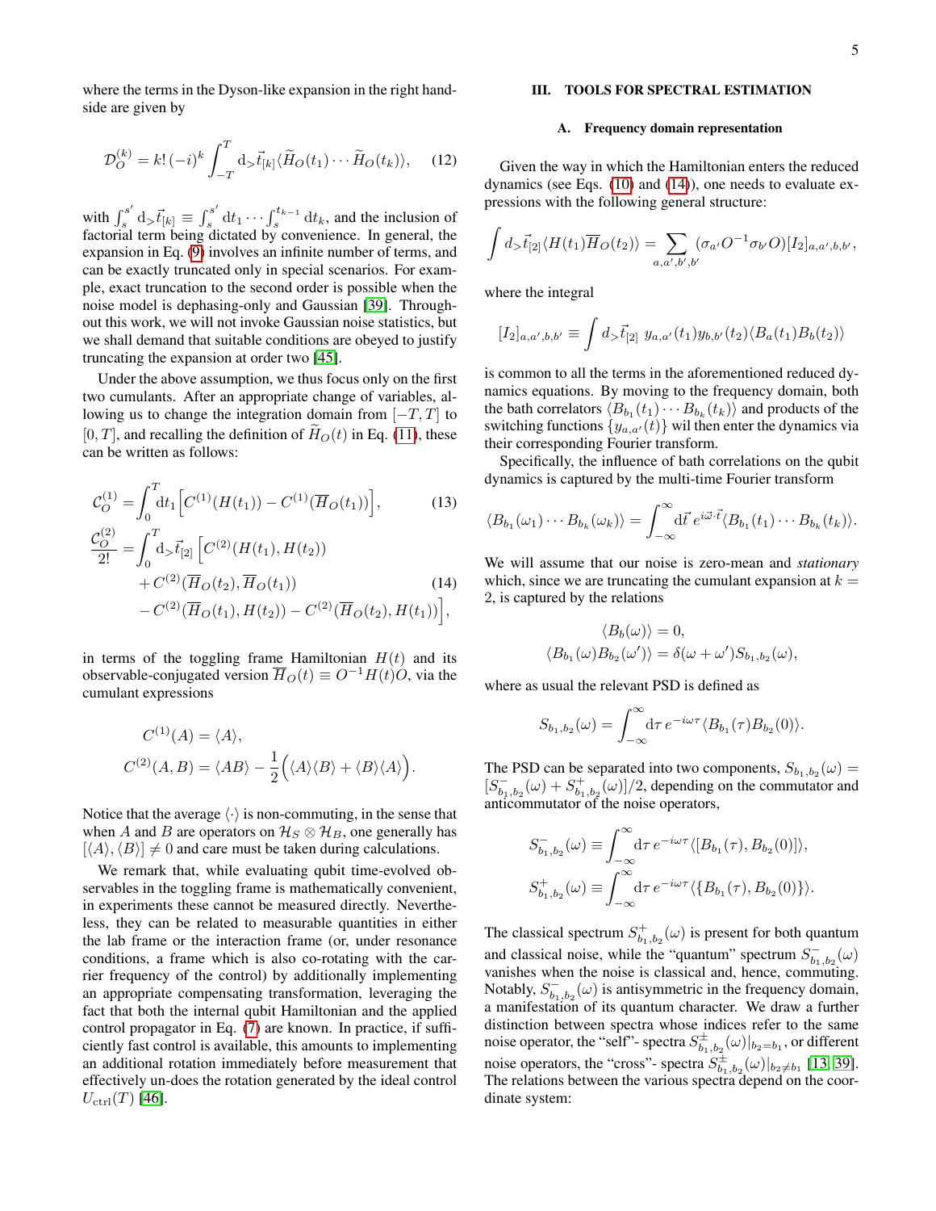where the terms in the Dyson-like expansion in the right hand-side are given by

$$\mathcal{D}_O^{(k)} = k!\,(-i)^k \int_{-T}^{T} \mathrm{d}_>\vec{t}_{[k]} \langle \widetilde{H}_O(t_1)\cdots \widetilde{H}_O(t_k)\rangle, \quad (12)$$

with $\int_s^{s'} \mathrm{d}_>\vec{t}_{[k]} \equiv \int_s^{s'} \mathrm{d}t_1 \cdots \int_s^{t_{k-1}} \mathrm{d}t_k$, and the inclusion of factorial term being dictated by convenience. In general, the expansion in Eq. (9) involves an infinite number of terms, and can be exactly truncated only in special scenarios. For example, exact truncation to the second order is possible when the noise model is dephasing-only and Gaussian [39]. Throughout this work, we will not invoke Gaussian noise statistics, but we shall demand that suitable conditions are obeyed to justify truncating the expansion at order two [45].

Under the above assumption, we thus focus only on the first two cumulants. After an appropriate change of variables, allowing us to change the integration domain from $[-T,T]$ to $[0,T]$, and recalling the definition of $\widetilde{H}_O(t)$ in Eq. (11), these can be written as follows:

$$\begin{aligned}
\mathcal{C}_O^{(1)} &= \int_0^T \mathrm{d}t_1 \Big[ C^{(1)}(H(t_1)) - C^{(1)}(\overline{H}_O(t_1)) \Big], \quad (13)\\
\frac{\mathcal{C}_O^{(2)}}{2!} &= \int_0^T \mathrm{d}_>\vec{t}_{[2]} \Big[ C^{(2)}(H(t_1),H(t_2)) \\
&\quad + C^{(2)}(\overline{H}_O(t_2),\overline{H}_O(t_1)) \quad (14)\\
&\quad - C^{(2)}(\overline{H}_O(t_1),H(t_2)) - C^{(2)}(\overline{H}_O(t_2),H(t_1)) \Big],
\end{aligned}$$

in terms of the toggling frame Hamiltonian $H(t)$ and its observable-conjugated version $\overline{H}_O(t) \equiv O^{-1}H(t)O$, via the cumulant expressions

$$\begin{aligned}
C^{(1)}(A) &= \langle A \rangle,\\
C^{(2)}(A,B) &= \langle AB \rangle - \frac{1}{2}\Big( \langle A \rangle \langle B \rangle + \langle B \rangle \langle A \rangle \Big).
\end{aligned}$$

Notice that the average $\langle\cdot\rangle$ is non-commuting, in the sense that when $A$ and $B$ are operators on $\mathcal{H}_S \otimes \mathcal{H}_B$, one generally has $[\langle A\rangle, \langle B\rangle] \neq 0$ and care must be taken during calculations.

We remark that, while evaluating qubit time-evolved observables in the toggling frame is mathematically convenient, in experiments these cannot be measured directly. Nevertheless, they can be related to measurable quantities in either the lab frame or the interaction frame (or, under resonance conditions, a frame which is also co-rotating with the carrier frequency of the control) by additionally implementing an appropriate compensating transformation, leveraging the fact that both the internal qubit Hamiltonian and the applied control propagator in Eq. (7) are known. In practice, if sufficiently fast control is available, this amounts to implementing an additional rotation immediately before measurement that effectively un-does the rotation generated by the ideal control $U_{\rm ctrl}(T)$ [46].

## III. TOOLS FOR SPECTRAL ESTIMATION

### A. Frequency domain representation

Given the way in which the Hamiltonian enters the reduced dynamics (see Eqs. (10) and (14)), one needs to evaluate expressions with the following general structure:

$$\int d_>\vec{t}_{[2]} \langle H(t_1)\overline{H}_O(t_2)\rangle = \sum_{a,a',b',b'} (\sigma_{a'}O^{-1}\sigma_{b'}O)[I_2]_{a,a',b,b'},$$

where the integral

$$[I_2]_{a,a',b,b'} \equiv \int d_>\vec{t}_{[2]}\; y_{a,a'}(t_1) y_{b,b'}(t_2) \langle B_a(t_1)B_b(t_2)\rangle$$

is common to all the terms in the aforementioned reduced dynamics equations. By moving to the frequency domain, both the bath correlators $\langle B_{b_1}(t_1)\cdots B_{b_k}(t_k)\rangle$ and products of the switching functions $\{y_{a,a'}(t)\}$ wil then enter the dynamics via their corresponding Fourier transform.

Specifically, the influence of bath correlations on the qubit dynamics is captured by the multi-time Fourier transform

$$\langle B_{b_1}(\omega_1)\cdots B_{b_k}(\omega_k)\rangle = \int_{-\infty}^{\infty} \mathrm{d}\vec{t}\, e^{i\vec{\omega}\cdot\vec{t}} \langle B_{b_1}(t_1)\cdots B_{b_k}(t_k)\rangle.$$

We will assume that our noise is zero-mean and *stationary* which, since we are truncating the cumulant expansion at $k=2$, is captured by the relations

$$\begin{aligned}
\langle B_b(\omega)\rangle &= 0,\\
\langle B_{b_1}(\omega)B_{b_2}(\omega')\rangle &= \delta(\omega+\omega')S_{b_1,b_2}(\omega),
\end{aligned}$$

where as usual the relevant PSD is defined as

$$S_{b_1,b_2}(\omega) = \int_{-\infty}^{\infty} \mathrm{d}\tau\, e^{-i\omega\tau} \langle B_{b_1}(\tau)B_{b_2}(0)\rangle.$$

The PSD can be separated into two components, $S_{b_1,b_2}(\omega) = [S^-_{b_1,b_2}(\omega) + S^+_{b_1,b_2}(\omega)]/2$, depending on the commutator and anticommutator of the noise operators,

$$\begin{aligned}
S^-_{b_1,b_2}(\omega) &\equiv \int_{-\infty}^{\infty} \mathrm{d}\tau\, e^{-i\omega\tau} \langle [B_{b_1}(\tau), B_{b_2}(0)]\rangle,\\
S^+_{b_1,b_2}(\omega) &\equiv \int_{-\infty}^{\infty} \mathrm{d}\tau\, e^{-i\omega\tau} \langle \{B_{b_1}(\tau), B_{b_2}(0)\}\rangle.
\end{aligned}$$

The classical spectrum $S^+_{b_1,b_2}(\omega)$ is present for both quantum and classical noise, while the "quantum" spectrum $S^-_{b_1,b_2}(\omega)$ vanishes when the noise is classical and, hence, commuting. Notably, $S^-_{b_1,b_2}(\omega)$ is antisymmetric in the frequency domain, a manifestation of its quantum character. We draw a further distinction between spectra whose indices refer to the same noise operator, the "self"- spectra $S^\pm_{b_1,b_2}(\omega)|_{b_2=b_1}$, or different noise operators, the "cross"- spectra $S^\pm_{b_1,b_2}(\omega)|_{b_2\neq b_1}$ [13, 39]. The relations between the various spectra depend on the coordinate system: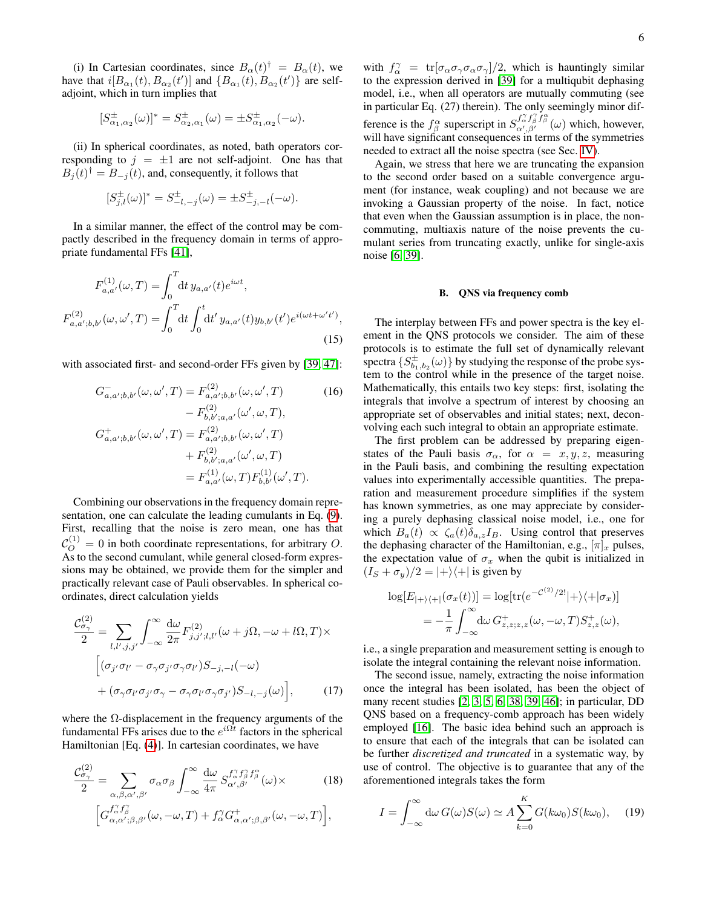(i) In Cartesian coordinates, since $B_\alpha(t)^\dagger = B_\alpha(t)$, we have that $i[B_{\alpha_1}(t), B_{\alpha_2}(t')]$ and $\{B_{\alpha_1}(t), B_{\alpha_2}(t')\}$ are self-adjoint, which in turn implies that

$$[S^\pm_{\alpha_1,\alpha_2}(\omega)]^* = S^\pm_{\alpha_2,\alpha_1}(\omega) = \pm S^\pm_{\alpha_1,\alpha_2}(-\omega).$$

(ii) In spherical coordinates, as noted, bath operators corresponding to $j = \pm 1$ are not self-adjoint. One has that $B_j(t)^\dagger = B_{-j}(t)$, and, consequently, it follows that

$$[S^\pm_{j,l}(\omega)]^* = S^\pm_{-l,-j}(\omega) = \pm S^\pm_{-j,-l}(-\omega).$$

In a similar manner, the effect of the control may be compactly described in the frequency domain in terms of appropriate fundamental FFs [41],

$$F^{(1)}_{a,a'}(\omega, T) = \int_0^T \mathrm{d}t\, y_{a,a'}(t) e^{i\omega t},$$
$$F^{(2)}_{a,a';b,b'}(\omega,\omega', T) = \int_0^T \mathrm{d}t \int_0^t \mathrm{d}t'\, y_{a,a'}(t) y_{b,b'}(t') e^{i(\omega t + \omega' t')}, \tag{15}$$

with associated first- and second-order FFs given by [39, 47]:

$$\begin{aligned} G^-_{a,a';b,b'}(\omega,\omega',T) &= F^{(2)}_{a,a';b,b'}(\omega,\omega',T) \\ &\quad - F^{(2)}_{b,b';a,a'}(\omega',\omega,T), \\ G^+_{a,a';b,b'}(\omega,\omega',T) &= F^{(2)}_{a,a';b,b'}(\omega,\omega',T) \\ &\quad + F^{(2)}_{b,b';a,a'}(\omega',\omega,T) \\ &= F^{(1)}_{a,a'}(\omega,T) F^{(1)}_{b,b'}(\omega',T). \end{aligned} \tag{16}$$

Combining our observations in the frequency domain representation, one can calculate the leading cumulants in Eq. (9). First, recalling that the noise is zero mean, one has that $\mathcal{C}^{(1)}_O = 0$ in both coordinate representations, for arbitrary $O$. As to the second cumulant, while general closed-form expressions may be obtained, we provide them for the simpler and practically relevant case of Pauli observables. In spherical coordinates, direct calculation yields

$$\begin{aligned} \frac{\mathcal{C}^{(2)}_{\sigma_\gamma}}{2} = \sum_{l,l',j,j'} &\int_{-\infty}^{\infty} \frac{\mathrm{d}\omega}{2\pi} F^{(2)}_{j,j';l,l'}(\omega + j\Omega, -\omega + l\Omega, T) \times \\ &\Big[(\sigma_{j'}\sigma_{l'} - \sigma_\gamma \sigma_{j'} \sigma_\gamma \sigma_{l'}) S_{-j,-l}(-\omega) \\ &+ (\sigma_\gamma \sigma_{l'} \sigma_{j'} \sigma_\gamma - \sigma_\gamma \sigma_{l'} \sigma_\gamma \sigma_{j'}) S_{-l,-j}(\omega)\Big], \end{aligned} \tag{17}$$

where the $\Omega$-displacement in the frequency arguments of the fundamental FFs arises due to the $e^{i\Omega t}$ factors in the spherical Hamiltonian [Eq. (4)]. In cartesian coordinates, we have

$$\begin{aligned} \frac{\mathcal{C}^{(2)}_{\sigma_\gamma}}{2} = \sum_{\alpha,\beta,\alpha',\beta'} &\sigma_\alpha \sigma_\beta \int_{-\infty}^{\infty} \frac{\mathrm{d}\omega}{4\pi} S^{f^\gamma_\alpha f^\gamma_\beta f^\alpha_\beta}_{\alpha',\beta'}(\omega) \times \\ &\Big[G^{f^\gamma_\alpha f^\gamma_\beta}_{\alpha,\alpha';\beta,\beta'}(\omega,-\omega,T) + f^\gamma_\alpha G^+_{\alpha,\alpha';\beta,\beta'}(\omega,-\omega,T)\Big], \end{aligned} \tag{18}$$

with $f^\gamma_\alpha = \mathrm{tr}[\sigma_\alpha \sigma_\gamma \sigma_\alpha \sigma_\gamma]/2$, which is hauntingly similar to the expression derived in [39] for a multiqubit dephasing model, i.e., when all operators are mutually commuting (see in particular Eq. (27) therein). The only seemingly minor difference is the $f^\alpha_\beta$ superscript in $S^{f^\gamma_\alpha f^\gamma_\beta f^\alpha_\beta}_{\alpha',\beta'}(\omega)$ which, however, will have significant consequences in terms of the symmetries needed to extract all the noise spectra (see Sec. IV).

Again, we stress that here we are truncating the expansion to the second order based on a suitable convergence argument (for instance, weak coupling) and not because we are invoking a Gaussian property of the noise. In fact, notice that even when the Gaussian assumption is in place, the non-commuting, multiaxis nature of the noise prevents the cumulant series from truncating exactly, unlike for single-axis noise [6, 39].

### B. QNS via frequency comb

The interplay between FFs and power spectra is the key element in the QNS protocols we consider. The aim of these protocols is to estimate the full set of dynamically relevant spectra $\{S^\pm_{b_1,b_2}(\omega)\}$ by studying the response of the probe system to the control while in the presence of the target noise. Mathematically, this entails two key steps: first, isolating the integrals that involve a spectrum of interest by choosing an appropriate set of observables and initial states; next, deconvolving each such integral to obtain an appropriate estimate.

The first problem can be addressed by preparing eigenstates of the Pauli basis $\sigma_\alpha$, for $\alpha = x, y, z$, measuring in the Pauli basis, and combining the resulting expectation values into experimentally accessible quantities. The preparation and measurement procedure simplifies if the system has known symmetries, as one may appreciate by considering a purely dephasing classical noise model, i.e., one for which $B_a(t) \propto \zeta_a(t)\delta_{a,z} I_B$. Using control that preserves the dephasing character of the Hamiltonian, e.g., $[\pi]_x$ pulses, the expectation value of $\sigma_x$ when the qubit is initialized in $(I_S + \sigma_y)/2 = |+\rangle\langle+|$ is given by

$$\begin{aligned} \log[E_{|+\rangle\langle+|}(\sigma_x(t))] &= \log[\mathrm{tr}(e^{-\mathcal{C}^{(2)}/2!}|+\rangle\langle+|\sigma_x)] \\ &= -\frac{1}{\pi}\int_{-\infty}^{\infty} \mathrm{d}\omega\, G^+_{z,z;z,z}(\omega,-\omega,T) S^+_{z,z}(\omega), \end{aligned}$$

i.e., a single preparation and measurement setting is enough to isolate the integral containing the relevant noise information.

The second issue, namely, extracting the noise information once the integral has been isolated, has been the object of many recent studies [2, 3, 5, 6, 38, 39, 46]; in particular, DD QNS based on a frequency-comb approach has been widely employed [16]. The basic idea behind such an approach is to ensure that each of the integrals that can be isolated can be further *discretized and truncated* in a systematic way, by use of control. The objective is to guarantee that any of the aforementioned integrals takes the form

$$I = \int_{-\infty}^{\infty} \mathrm{d}\omega\, G(\omega) S(\omega) \simeq A \sum_{k=0}^{K} G(k\omega_0) S(k\omega_0), \tag{19}$$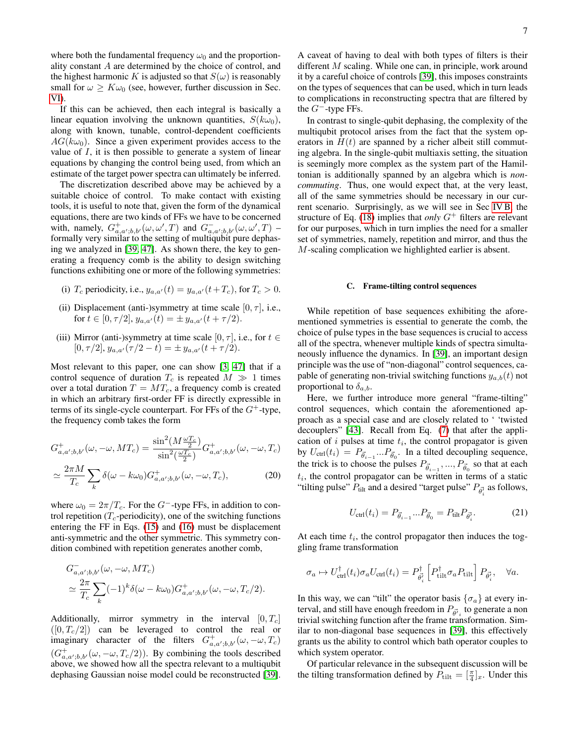where both the fundamental frequency $\omega_0$ and the proportionality constant $A$ are determined by the choice of control, and the highest harmonic $K$ is adjusted so that $S(\omega)$ is reasonably small for $\omega \geq K\omega_0$ (see, however, further discussion in Sec. VI).

If this can be achieved, then each integral is basically a linear equation involving the unknown quantities, $S(k\omega_0)$, along with known, tunable, control-dependent coefficients $AG(k\omega_0)$. Since a given experiment provides access to the value of $I$, it is then possible to generate a system of linear equations by changing the control being used, from which an estimate of the target power spectra can ultimately be inferred.

The discretization described above may be achieved by a suitable choice of control. To make contact with existing tools, it is useful to note that, given the form of the dynamical equations, there are two kinds of FFs we have to be concerned with, namely, $G^{+}_{a,a';b,b'}(\omega,\omega',T)$ and $G^{-}_{a,a';b,b'}(\omega,\omega',T)$ – formally very similar to the setting of multiqubit pure dephasing we analyzed in [39, 47]. As shown there, the key to generating a frequency comb is the ability to design switching functions exhibiting one or more of the following symmetries:

(i) $T_c$ periodicity, i.e., $y_{a,a'}(t) = y_{a,a'}(t+T_c)$, for $T_c > 0$.

(ii) Displacement (anti-)symmetry at time scale $[0,\tau]$, i.e., for $t \in [0,\tau/2]$, $y_{a,a'}(t) = \pm y_{a,a'}(t+\tau/2)$.

(iii) Mirror (anti-)symmetry at time scale $[0,\tau]$, i.e., for $t \in [0,\tau/2]$, $y_{a,a'}(\tau/2 - t) = \pm y_{a,a'}(t+\tau/2)$.

Most relevant to this paper, one can show [3, 47] that if a control sequence of duration $T_c$ is repeated $M \gg 1$ times over a total duration $T = MT_c$, a frequency comb is created in which an arbitrary first-order FF is directly expressible in terms of its single-cycle counterpart. For FFs of the $G^{+}$-type, the frequency comb takes the form

$$
\begin{aligned}
G^{+}_{a,a';b,b'}(\omega,-\omega,MT_c) &= \frac{\sin^2(M\frac{\omega T_c}{2})}{\sin^2(\frac{\omega T_c}{2})} G^{+}_{a,a';b,b'}(\omega,-\omega,T_c) \\
&\simeq \frac{2\pi M}{T_c}\sum_k \delta(\omega - k\omega_0) G^{+}_{a,a';b,b'}(\omega,-\omega,T_c), \qquad (20)
\end{aligned}
$$

where $\omega_0 = 2\pi/T_c$. For the $G^{-}$-type FFs, in addition to control repetition ($T_c$-periodicity), one of the switching functions entering the FF in Eqs. (15) and (16) must be displacement anti-symmetric and the other symmetric. This symmetry condition combined with repetition generates another comb,

$$
\begin{aligned}
&G^{-}_{a,a';b,b'}(\omega,-\omega,MT_c) \\
&\simeq \frac{2\pi}{T_c}\sum_k (-1)^k \delta(\omega - k\omega_0) G^{+}_{a,a';b,b'}(\omega,-\omega,T_c/2).
\end{aligned}
$$

Additionally, mirror symmetry in the interval $[0,T_c]$ ($[0,T_c/2]$) can be leveraged to control the real or imaginary character of the filters $G^{+}_{a,a';b,b'}(\omega,-\omega,T_c)$ ($G^{+}_{a,a';b,b'}(\omega,-\omega,T_c/2)$). By combining the tools described above, we showed how all the spectra relevant to a multiqubit dephasing Gaussian noise model could be reconstructed [39].

A caveat of having to deal with both types of filters is their different $M$ scaling. While one can, in principle, work around it by a careful choice of controls [39], this imposes constraints on the types of sequences that can be used, which in turn leads to complications in reconstructing spectra that are filtered by the $G^{-}$-type FFs.

In contrast to single-qubit dephasing, the complexity of the multiqubit protocol arises from the fact that the system operators in $H(t)$ are spanned by a richer albeit still commuting algebra. In the single-qubit multiaxis setting, the situation is seemingly more complex as the system part of the Hamiltonian is additionally spanned by an algebra which is *non-commuting*. Thus, one would expect that, at the very least, all of the same symmetries should be necessary in our current scenario. Surprisingly, as we will see in Sec IV B, the structure of Eq. (18) implies that *only* $G^{+}$ filters are relevant for our purposes, which in turn implies the need for a smaller set of symmetries, namely, repetition and mirror, and thus the $M$-scaling complication we highlighted earlier is absent.

### C. Frame-tilting control sequences

While repetition of base sequences exhibiting the aforementioned symmetries is essential to generate the comb, the choice of pulse types in the base sequences is crucial to access all of the spectra, whenever multiple kinds of spectra simultaneously influence the dynamics. In [39], an important design principle was the use of "non-diagonal" control sequences, capable of generating non-trivial switching functions $y_{a,b}(t)$ not proportional to $\delta_{a,b}$.

Here, we further introduce more general "frame-tilting" control sequences, which contain the aforementioned approach as a special case and are closely related to ' 'twisted decouplers" [43]. Recall from Eq. (7) that after the application of $i$ pulses at time $t_i$, the control propagator is given by $U_{\text{ctrl}}(t_i) = P_{\vec{\theta}_{i-1}}...P_{\vec{\theta}_0}$. In a tilted decoupling sequence, the trick is to choose the pulses $P_{\vec{\theta}_{i-1}},...,P_{\vec{\theta}_0}$ so that at each $t_i$, the control propagator can be written in terms of a static "tilting pulse" $P_{\text{tilt}}$ and a desired "target pulse" $P_{\vec{\theta}'_i}$ as follows,

$$
U_{\text{ctrl}}(t_i) = P_{\vec{\theta}_{i-1}}...P_{\vec{\theta}_0} = P_{\text{tilt}}P_{\vec{\theta}'_i}. \qquad (21)
$$

At each time $t_i$, the control propagator then induces the toggling frame transformation

$$
\sigma_a \mapsto U^{\dagger}_{\text{ctrl}}(t_i)\sigma_a U_{\text{ctrl}}(t_i) = P^{\dagger}_{\vec{\theta}'_i}\left[P^{\dagger}_{\text{tilt}}\sigma_a P_{\text{tilt}}\right]P_{\vec{\theta}'_i}, \quad \forall a.
$$

In this way, we can "tilt" the operator basis $\{\sigma_a\}$ at every interval, and still have enough freedom in $P_{\vec{\theta}'_i}$ to generate a non trivial switching function after the frame transformation. Similar to non-diagonal base sequences in [39], this effectively grants us the ability to control which bath operator couples to which system operator.

Of particular relevance in the subsequent discussion will be the tilting transformation defined by $P_{\text{tilt}} = [\frac{\pi}{4}]_x$. Under this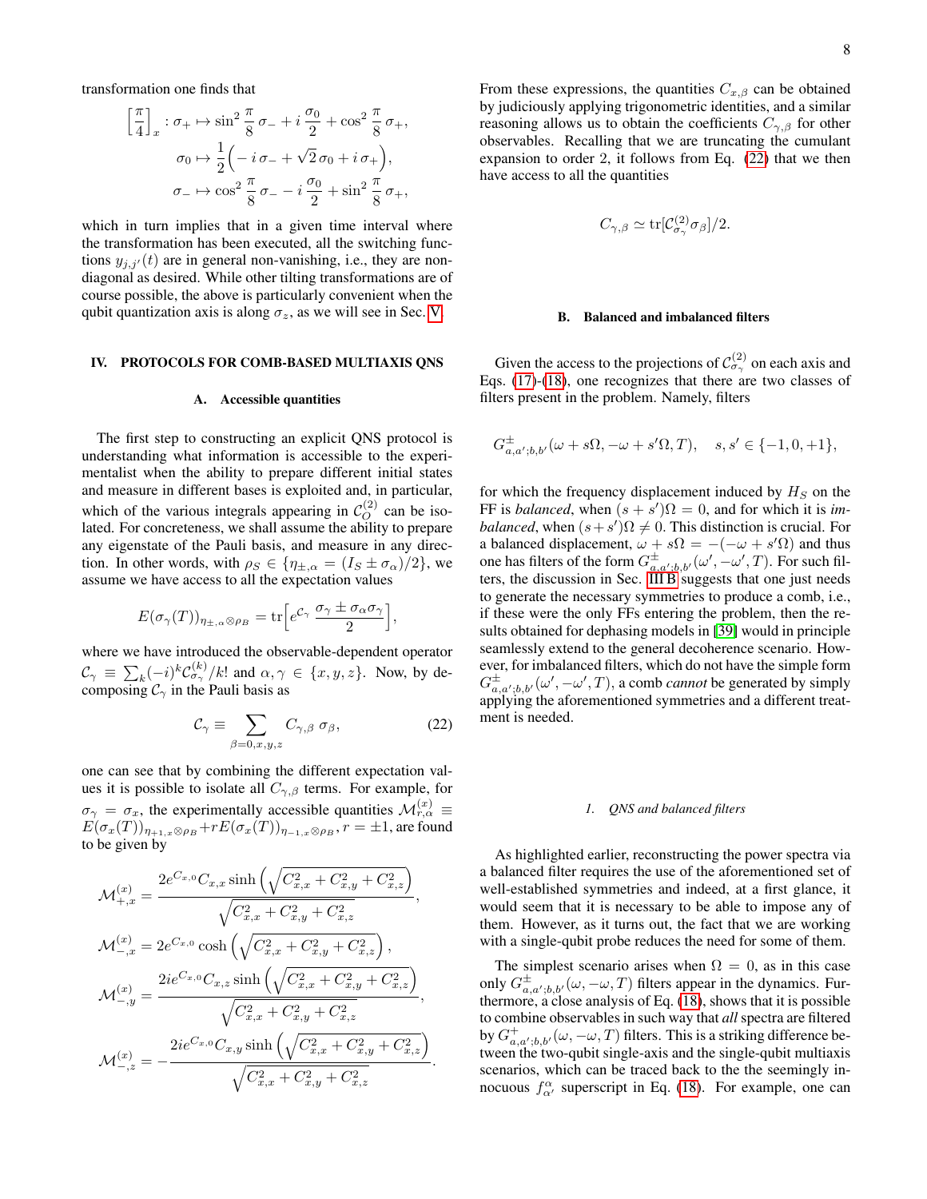transformation one finds that

$$
\begin{aligned}
\Big[\frac{\pi}{4}\Big]_x : \sigma_+ &\mapsto \sin^2\frac{\pi}{8}\,\sigma_- + i\,\frac{\sigma_0}{2} + \cos^2\frac{\pi}{8}\,\sigma_+,\\
\sigma_0 &\mapsto \frac{1}{2}\Big(-i\,\sigma_- + \sqrt{2}\,\sigma_0 + i\,\sigma_+\Big),\\
\sigma_- &\mapsto \cos^2\frac{\pi}{8}\,\sigma_- - i\,\frac{\sigma_0}{2} + \sin^2\frac{\pi}{8}\,\sigma_+,
\end{aligned}
$$

which in turn implies that in a given time interval where the transformation has been executed, all the switching functions $y_{j,j'}(t)$ are in general non-vanishing, i.e., they are non-diagonal as desired. While other tilting transformations are of course possible, the above is particularly convenient when the qubit quantization axis is along $\sigma_z$, as we will see in Sec. V.

## IV. PROTOCOLS FOR COMB-BASED MULTIAXIS QNS

### A. Accessible quantities

The first step to constructing an explicit QNS protocol is understanding what information is accessible to the experimentalist when the ability to prepare different initial states and measure in different bases is exploited and, in particular, which of the various integrals appearing in $\mathcal{C}_O^{(2)}$ can be isolated. For concreteness, we shall assume the ability to prepare any eigenstate of the Pauli basis, and measure in any direction. In other words, with $\rho_S \in \{\eta_{\pm,\alpha} = (I_S \pm \sigma_\alpha)/2\}$, we assume we have access to all the expectation values

$$
E(\sigma_\gamma(T))_{\eta_{\pm,\alpha}\otimes\rho_B} = \mathrm{tr}\Big[e^{\mathcal{C}_\gamma}\,\frac{\sigma_\gamma \pm \sigma_\alpha\sigma_\gamma}{2}\Big],
$$

where we have introduced the observable-dependent operator $\mathcal{C}_\gamma \equiv \sum_k (-i)^k \mathcal{C}_{\sigma_\gamma}^{(k)}/k!$ and $\alpha,\gamma \in \{x,y,z\}$. Now, by decomposing $\mathcal{C}_\gamma$ in the Pauli basis as

$$
\mathcal{C}_\gamma \equiv \sum_{\beta=0,x,y,z} C_{\gamma,\beta}\,\sigma_\beta, \tag{22}
$$

one can see that by combining the different expectation values it is possible to isolate all $C_{\gamma,\beta}$ terms. For example, for $\sigma_\gamma = \sigma_x$, the experimentally accessible quantities $\mathcal{M}_{r,\alpha}^{(x)} \equiv E(\sigma_x(T))_{\eta_{+1,x}\otimes\rho_B} + rE(\sigma_x(T))_{\eta_{-1,x}\otimes\rho_B}$, $r=\pm1$, are found to be given by

$$
\begin{aligned}
\mathcal{M}_{+,x}^{(x)} &= \frac{2e^{C_{x,0}}C_{x,x}\sinh\Big(\sqrt{C_{x,x}^2+C_{x,y}^2+C_{x,z}^2}\Big)}{\sqrt{C_{x,x}^2+C_{x,y}^2+C_{x,z}^2}},\\
\mathcal{M}_{-,x}^{(x)} &= 2e^{C_{x,0}}\cosh\Big(\sqrt{C_{x,x}^2+C_{x,y}^2+C_{x,z}^2}\Big),\\
\mathcal{M}_{-,y}^{(x)} &= \frac{2ie^{C_{x,0}}C_{x,z}\sinh\Big(\sqrt{C_{x,x}^2+C_{x,y}^2+C_{x,z}^2}\Big)}{\sqrt{C_{x,x}^2+C_{x,y}^2+C_{x,z}^2}},\\
\mathcal{M}_{-,z}^{(x)} &= -\frac{2ie^{C_{x,0}}C_{x,y}\sinh\Big(\sqrt{C_{x,x}^2+C_{x,y}^2+C_{x,z}^2}\Big)}{\sqrt{C_{x,x}^2+C_{x,y}^2+C_{x,z}^2}}.
\end{aligned}
$$

From these expressions, the quantities $C_{x,\beta}$ can be obtained by judiciously applying trigonometric identities, and a similar reasoning allows us to obtain the coefficients $C_{\gamma,\beta}$ for other observables. Recalling that we are truncating the cumulant expansion to order 2, it follows from Eq. (22) that we then have access to all the quantities

$$
C_{\gamma,\beta} \simeq \mathrm{tr}[\mathcal{C}_{\sigma_\gamma}^{(2)}\sigma_\beta]/2.
$$

### B. Balanced and imbalanced filters

Given the access to the projections of $\mathcal{C}_{\sigma_\gamma}^{(2)}$ on each axis and Eqs. (17)-(18), one recognizes that there are two classes of filters present in the problem. Namely, filters

$$
G^{\pm}_{a,a';b,b'}(\omega+s\Omega,-\omega+s'\Omega,T), \quad s,s'\in\{-1,0,+1\},
$$

for which the frequency displacement induced by $H_S$ on the FF is *balanced*, when $(s+s')\Omega=0$, and for which it is *imbalanced*, when $(s+s')\Omega\neq0$. This distinction is crucial. For a balanced displacement, $\omega+s\Omega=-(-\omega+s'\Omega)$ and thus one has filters of the form $G^{\pm}_{a,a';b,b'}(\omega',-\omega',T)$. For such filters, the discussion in Sec. III B suggests that one just needs to generate the necessary symmetries to produce a comb, i.e., if these were the only FFs entering the problem, then the results obtained for dephasing models in [39] would in principle seamlessly extend to the general decoherence scenario. However, for imbalanced filters, which do not have the simple form $G^{\pm}_{a,a';b,b'}(\omega',-\omega',T)$, a comb *cannot* be generated by simply applying the aforementioned symmetries and a different treatment is needed.

#### 1. QNS and balanced filters

As highlighted earlier, reconstructing the power spectra via a balanced filter requires the use of the aforementioned set of well-established symmetries and indeed, at a first glance, it would seem that it is necessary to be able to impose any of them. However, as it turns out, the fact that we are working with a single-qubit probe reduces the need for some of them.

The simplest scenario arises when $\Omega=0$, as in this case only $G^{\pm}_{a,a';b,b'}(\omega,-\omega,T)$ filters appear in the dynamics. Furthermore, a close analysis of Eq. (18), shows that it is possible to combine observables in such way that *all* spectra are filtered by $G^{+}_{a,a';b,b'}(\omega,-\omega,T)$ filters. This is a striking difference between the two-qubit single-axis and the single-qubit multiaxis scenarios, which can be traced back to the the seemingly innocuous $f^{\alpha}_{\alpha'}$ superscript in Eq. (18). For example, one can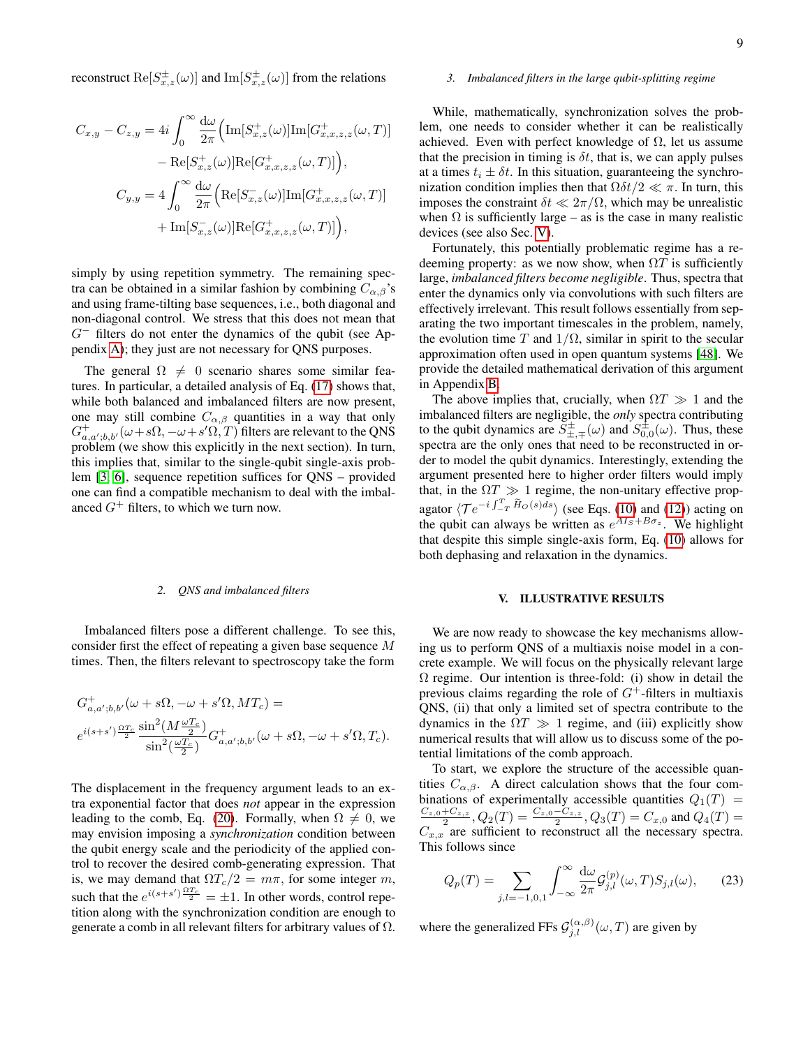reconstruct $\mathrm{Re}[S^{\pm}_{x,z}(\omega)]$ and $\mathrm{Im}[S^{\pm}_{x,z}(\omega)]$ from the relations

$$
\begin{aligned}
C_{x,y} - C_{z,y} &= 4i\int_0^{\infty}\frac{\mathrm{d}\omega}{2\pi}\Big(\mathrm{Im}[S^{+}_{x,z}(\omega)]\mathrm{Im}[G^{+}_{x,x,z,z}(\omega,T)] \\
&\quad - \mathrm{Re}[S^{+}_{x,z}(\omega)]\mathrm{Re}[G^{+}_{x,x,z,z}(\omega,T)]\Big), \\
C_{y,y} &= 4\int_0^{\infty}\frac{\mathrm{d}\omega}{2\pi}\Big(\mathrm{Re}[S^{-}_{x,z}(\omega)]\mathrm{Im}[G^{+}_{x,x,z,z}(\omega,T)] \\
&\quad + \mathrm{Im}[S^{-}_{x,z}(\omega)]\mathrm{Re}[G^{+}_{x,x,z,z}(\omega,T)]\Big),
\end{aligned}
$$

simply by using repetition symmetry. The remaining spectra can be obtained in a similar fashion by combining $C_{\alpha,\beta}$'s and using frame-tilting base sequences, i.e., both diagonal and non-diagonal control. We stress that this does not mean that $G^{-}$ filters do not enter the dynamics of the qubit (see Appendix A); they just are not necessary for QNS purposes.

The general $\Omega \neq 0$ scenario shares some similar features. In particular, a detailed analysis of Eq. (17) shows that, while both balanced and imbalanced filters are now present, one may still combine $C_{\alpha,\beta}$ quantities in a way that only $G^{+}_{a,a';b,b'}(\omega+s\Omega,-\omega+s'\Omega,T)$ filters are relevant to the QNS problem (we show this explicitly in the next section). In turn, this implies that, similar to the single-qubit single-axis problem [3, 6], sequence repetition suffices for QNS – provided one can find a compatible mechanism to deal with the imbalanced $G^{+}$ filters, to which we turn now.

#### 2. QNS and imbalanced filters

Imbalanced filters pose a different challenge. To see this, consider first the effect of repeating a given base sequence $M$ times. Then, the filters relevant to spectroscopy take the form

$$
\begin{aligned}
&G^{+}_{a,a';b,b'}(\omega+s\Omega,-\omega+s'\Omega,MT_c) = \\
&e^{i(s+s')\frac{\Omega T_c}{2}}\frac{\sin^2(M\frac{\omega T_c}{2})}{\sin^2(\frac{\omega T_c}{2})}G^{+}_{a,a';b,b'}(\omega+s\Omega,-\omega+s'\Omega,T_c).
\end{aligned}
$$

The displacement in the frequency argument leads to an extra exponential factor that does *not* appear in the expression leading to the comb, Eq. (20). Formally, when $\Omega \neq 0$, we may envision imposing a *synchronization* condition between the qubit energy scale and the periodicity of the applied control to recover the desired comb-generating expression. That is, we may demand that $\Omega T_c/2 = m\pi$, for some integer $m$, such that the $e^{i(s+s')\frac{\Omega T_c}{2}} = \pm 1$. In other words, control repetition along with the synchronization condition are enough to generate a comb in all relevant filters for arbitrary values of $\Omega$.

#### 3. Imbalanced filters in the large qubit-splitting regime

While, mathematically, synchronization solves the problem, one needs to consider whether it can be realistically achieved. Even with perfect knowledge of $\Omega$, let us assume that the precision in timing is $\delta t$, that is, we can apply pulses at a times $t_i \pm \delta t$. In this situation, guaranteeing the synchronization condition implies then that $\Omega\delta t/2 \ll \pi$. In turn, this imposes the constraint $\delta t \ll 2\pi/\Omega$, which may be unrealistic when $\Omega$ is sufficiently large – as is the case in many realistic devices (see also Sec. V).

Fortunately, this potentially problematic regime has a redeeming property: as we now show, when $\Omega T$ is sufficiently large, *imbalanced filters become negligible*. Thus, spectra that enter the dynamics only via convolutions with such filters are effectively irrelevant. This result follows essentially from separating the two important timescales in the problem, namely, the evolution time $T$ and $1/\Omega$, similar in spirit to the secular approximation often used in open quantum systems [48]. We provide the detailed mathematical derivation of this argument in Appendix B.

The above implies that, crucially, when $\Omega T \gg 1$ and the imbalanced filters are negligible, the *only* spectra contributing to the qubit dynamics are $S^{\pm}_{\pm,\mp}(\omega)$ and $S^{\pm}_{0,0}(\omega)$. Thus, these spectra are the only ones that need to be reconstructed in order to model the qubit dynamics. Interestingly, extending the argument presented here to higher order filters would imply that, in the $\Omega T \gg 1$ regime, the non-unitary effective propagator $\langle \mathcal{T}e^{-i\int_{-T}^{T}\widetilde{H}_O(s)ds}\rangle$ (see Eqs. (10) and (12)) acting on the qubit can always be written as $e^{AI_S+B\sigma_z}$. We highlight that despite this simple single-axis form, Eq. (10) allows for both dephasing and relaxation in the dynamics.

## V. ILLUSTRATIVE RESULTS

We are now ready to showcase the key mechanisms allowing us to perform QNS of a multiaxis noise model in a concrete example. We will focus on the physically relevant large $\Omega$ regime. Our intention is three-fold: (i) show in detail the previous claims regarding the role of $G^{+}$-filters in multiaxis QNS, (ii) that only a limited set of spectra contribute to the dynamics in the $\Omega T \gg 1$ regime, and (iii) explicitly show numerical results that will allow us to discuss some of the potential limitations of the comb approach.

To start, we explore the structure of the accessible quantities $C_{\alpha,\beta}$. A direct calculation shows that the four combinations of experimentally accessible quantities $Q_1(T) = \frac{C_{z,0}+C_{z,z}}{2}$, $Q_2(T) = \frac{C_{z,0}-C_{z,z}}{2}$, $Q_3(T) = C_{x,0}$ and $Q_4(T) = C_{x,x}$ are sufficient to reconstruct all the necessary spectra. This follows since

$$
Q_p(T) = \sum_{j,l=-1,0,1}\int_{-\infty}^{\infty}\frac{\mathrm{d}\omega}{2\pi}\mathcal{G}^{(p)}_{j,l}(\omega,T)S_{j,l}(\omega), \tag{23}
$$

where the generalized FFs $\mathcal{G}^{(\alpha,\beta)}_{j,l}(\omega,T)$ are given by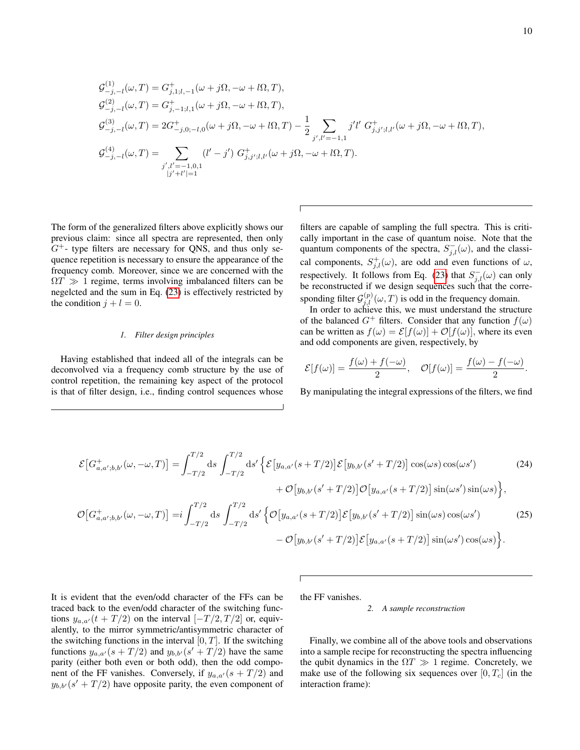$$
\begin{aligned}
\mathcal{G}^{(1)}_{-j,-l}(\omega,T) &= G^{+}_{j,1;l,-1}(\omega+j\Omega,-\omega+l\Omega,T),\\
\mathcal{G}^{(2)}_{-j,-l}(\omega,T) &= G^{+}_{j,-1;l,1}(\omega+j\Omega,-\omega+l\Omega,T),\\
\mathcal{G}^{(3)}_{-j,-l}(\omega,T) &= 2G^{+}_{-j,0;-l,0}(\omega+j\Omega,-\omega+l\Omega,T) - \frac{1}{2}\sum_{j',l'=-1,1} j'l'\ G^{+}_{j,j';l,l'}(\omega+j\Omega,-\omega+l\Omega,T),\\
\mathcal{G}^{(4)}_{-j,-l}(\omega,T) &= \sum_{\substack{j',l'=-1,0,1\\ |j'+l'|=1}} (l'-j')\ G^{+}_{j,j';l,l'}(\omega+j\Omega,-\omega+l\Omega,T).
\end{aligned}
$$

The form of the generalized filters above explicitly shows our previous claim: since all spectra are represented, then only $G^{+}$- type filters are necessary for QNS, and thus only sequence repetition is necessary to ensure the appearance of the frequency comb. Moreover, since we are concerned with the $\Omega T \gg 1$ regime, terms involving imbalanced filters can be negelcted and the sum in Eq. (23) is effectively restricted by the condition $j+l=0$.

#### 1. Filter design principles

Having established that indeed all of the integrals can be deconvolved via a frequency comb structure by the use of control repetition, the remaining key aspect of the protocol is that of filter design, i.e., finding control sequences whose filters are capable of sampling the full spectra. This is critically important in the case of quantum noise. Note that the quantum components of the spectra, $S^{-}_{j,l}(\omega)$, and the classical components, $S^{+}_{j,l}(\omega)$, are odd and even functions of $\omega$, respectively. It follows from Eq. (23) that $S^{-}_{j,l}(\omega)$ can only be reconstructed if we design sequences such that the corresponding filter $\mathcal{G}^{(p)}_{j,l}(\omega,T)$ is odd in the frequency domain.

In order to achieve this, we must understand the structure of the balanced $G^{+}$ filters. Consider that any function $f(\omega)$ can be written as $f(\omega)=\mathcal{E}[f(\omega)]+\mathcal{O}[f(\omega)]$, where its even and odd components are given, respectively, by

$$
\mathcal{E}[f(\omega)] = \frac{f(\omega)+f(-\omega)}{2}, \quad \mathcal{O}[f(\omega)] = \frac{f(\omega)-f(-\omega)}{2}.
$$

By manipulating the integral expressions of the filters, we find

$$
\begin{aligned}
\mathcal{E}\big[G^{+}_{a,a';b,b'}(\omega,-\omega,T)\big] = \int_{-T/2}^{T/2}\mathrm{d}s \int_{-T/2}^{T/2}\mathrm{d}s' \Big\{ &\mathcal{E}\big[y_{a,a'}(s+T/2)\big]\mathcal{E}\big[y_{b,b'}(s'+T/2)\big]\cos(\omega s)\cos(\omega s') \\
&+ \mathcal{O}\big[y_{b,b'}(s'+T/2)\big]\mathcal{O}\big[y_{a,a'}(s+T/2)\big]\sin(\omega s')\sin(\omega s)\Big\},
\end{aligned} \tag{24}
$$

$$
\begin{aligned}
\mathcal{O}\big[G^{+}_{a,a';b,b'}(\omega,-\omega,T)\big] = i\int_{-T/2}^{T/2}\mathrm{d}s \int_{-T/2}^{T/2}\mathrm{d}s' \Big\{ &\mathcal{O}\big[y_{a,a'}(s+T/2)\big]\mathcal{E}\big[y_{b,b'}(s'+T/2)\big]\sin(\omega s)\cos(\omega s') \\
&- \mathcal{O}\big[y_{b,b'}(s'+T/2)\big]\mathcal{E}\big[y_{a,a'}(s+T/2)\big]\sin(\omega s')\cos(\omega s)\Big\}.
\end{aligned} \tag{25}
$$

It is evident that the even/odd character of the FFs can be traced back to the even/odd character of the switching functions $y_{a,a'}(t+T/2)$ on the interval $[-T/2,T/2]$ or, equivalently, to the mirror symmetric/antisymmetric character of the switching functions in the interval $[0,T]$. If the switching functions $y_{a,a'}(s+T/2)$ and $y_{b,b'}(s'+T/2)$ have the same parity (either both even or both odd), then the odd component of the FF vanishes. Conversely, if $y_{a,a'}(s+T/2)$ and $y_{b,b'}(s'+T/2)$ have opposite parity, the even component of the FF vanishes.

#### 2. A sample reconstruction

Finally, we combine all of the above tools and observations into a sample recipe for reconstructing the spectra influencing the qubit dynamics in the $\Omega T \gg 1$ regime. Concretely, we make use of the following six sequences over $[0,T_c]$ (in the interaction frame):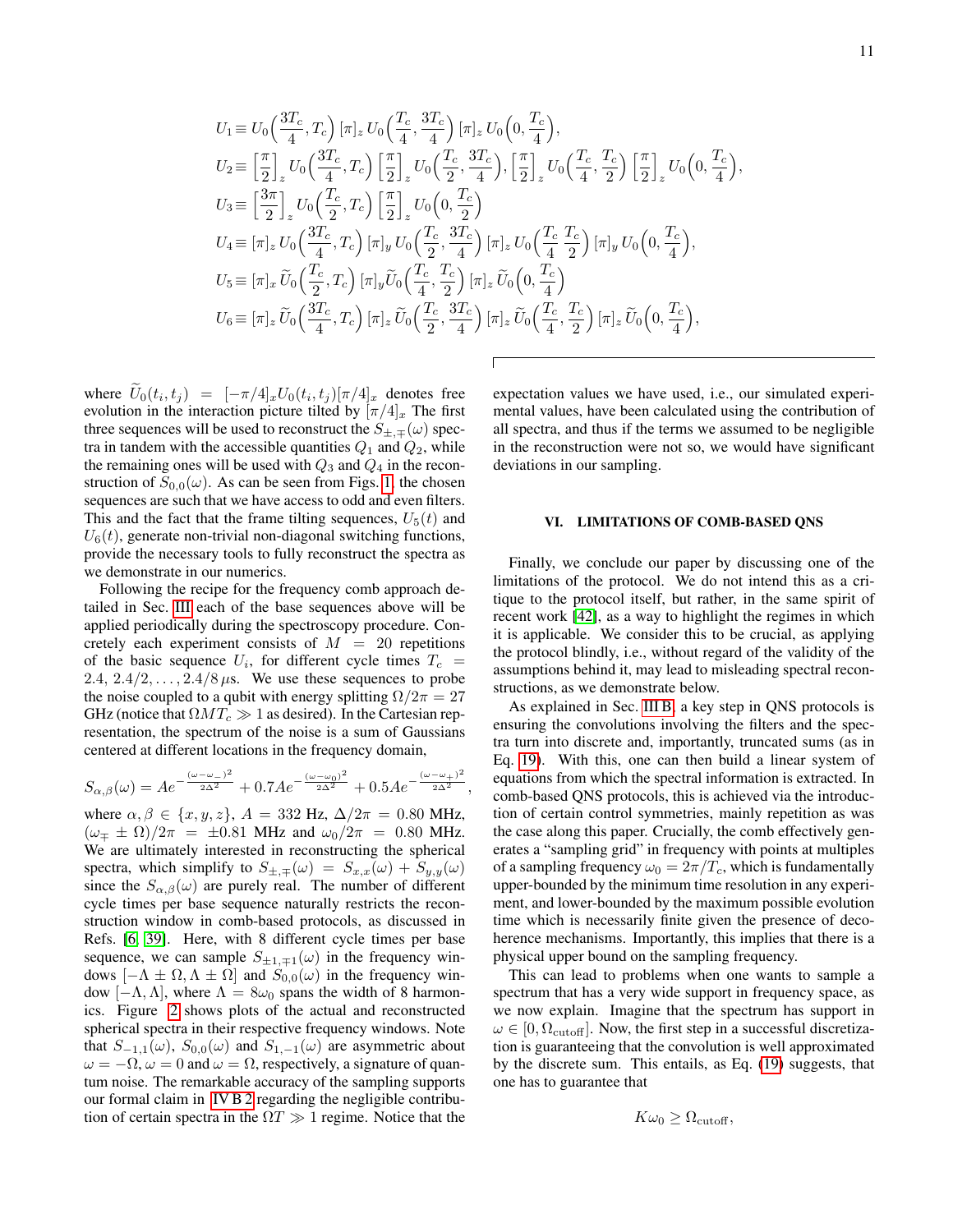$$
\begin{aligned}
U_1 &\equiv U_0\Big(\frac{3T_c}{4}, T_c\Big)\,[\pi]_z\, U_0\Big(\frac{T_c}{4}, \frac{3T_c}{4}\Big)\,[\pi]_z\, U_0\Big(0, \frac{T_c}{4}\Big),\\
U_2 &\equiv \Big[\frac{\pi}{2}\Big]_z U_0\Big(\frac{3T_c}{4}, T_c\Big)\Big[\frac{\pi}{2}\Big]_z U_0\Big(\frac{T_c}{2}, \frac{3T_c}{4}\Big), \Big[\frac{\pi}{2}\Big]_z U_0\Big(\frac{T_c}{4}, \frac{T_c}{2}\Big)\Big[\frac{\pi}{2}\Big]_z U_0\Big(0, \frac{T_c}{4}\Big),\\
U_3 &\equiv \Big[\frac{3\pi}{2}\Big]_z U_0\Big(\frac{T_c}{2}, T_c\Big)\Big[\frac{\pi}{2}\Big]_z U_0\Big(0, \frac{T_c}{2}\Big)\\
U_4 &\equiv [\pi]_z\, U_0\Big(\frac{3T_c}{4}, T_c\Big)\,[\pi]_y\, U_0\Big(\frac{T_c}{2}, \frac{3T_c}{4}\Big)\,[\pi]_z\, U_0\Big(\frac{T_c}{4}\,\frac{T_c}{2}\Big)\,[\pi]_y\, U_0\Big(0, \frac{T_c}{4}\Big),\\
U_5 &\equiv [\pi]_x\, \widetilde{U}_0\Big(\frac{T_c}{2}, T_c\Big)\,[\pi]_y \widetilde{U}_0\Big(\frac{T_c}{4}, \frac{T_c}{2}\Big)\,[\pi]_z\, \widetilde{U}_0\Big(0, \frac{T_c}{4}\Big)\\
U_6 &\equiv [\pi]_z\, \widetilde{U}_0\Big(\frac{3T_c}{4}, T_c\Big)\,[\pi]_z\, \widetilde{U}_0\Big(\frac{T_c}{2}, \frac{3T_c}{4}\Big)\,[\pi]_z\, \widetilde{U}_0\Big(\frac{T_c}{4}, \frac{T_c}{2}\Big)\,[\pi]_z\, \widetilde{U}_0\Big(0, \frac{T_c}{4}\Big),
\end{aligned}
$$

where $\widetilde{U}_0(t_i, t_j) = [-\pi/4]_x U_0(t_i, t_j)[\pi/4]_x$ denotes free evolution in the interaction picture tilted by $[\pi/4]_x$ The first three sequences will be used to reconstruct the $S_{\pm,\mp}(\omega)$ spectra in tandem with the accessible quantities $Q_1$ and $Q_2$, while the remaining ones will be used with $Q_3$ and $Q_4$ in the reconstruction of $S_{0,0}(\omega)$. As can be seen from Figs. 1, the chosen sequences are such that we have access to odd and even filters. This and the fact that the frame tilting sequences, $U_5(t)$ and $U_6(t)$, generate non-trivial non-diagonal switching functions, provide the necessary tools to fully reconstruct the spectra as we demonstrate in our numerics.

Following the recipe for the frequency comb approach detailed in Sec. III each of the base sequences above will be applied periodically during the spectroscopy procedure. Concretely each experiment consists of $M = 20$ repetitions of the basic sequence $U_i$, for different cycle times $T_c = 2.4,\ 2.4/2, \ldots, 2.4/8\,\mu$s. We use these sequences to probe the noise coupled to a qubit with energy splitting $\Omega/2\pi = 27$ GHz (notice that $\Omega M T_c \gg 1$ as desired). In the Cartesian representation, the spectrum of the noise is a sum of Gaussians centered at different locations in the frequency domain,

$$
S_{\alpha,\beta}(\omega) = Ae^{-\frac{(\omega-\omega_-)^2}{2\Delta^2}} + 0.7Ae^{-\frac{(\omega-\omega_0)^2}{2\Delta^2}} + 0.5Ae^{-\frac{(\omega-\omega_+)^2}{2\Delta^2}},
$$

where $\alpha, \beta \in \{x, y, z\}$, $A = 332$ Hz, $\Delta/2\pi = 0.80$ MHz, $(\omega_\mp \pm \Omega)/2\pi = \pm 0.81$ MHz and $\omega_0/2\pi = 0.80$ MHz. We are ultimately interested in reconstructing the spherical spectra, which simplify to $S_{\pm,\mp}(\omega) = S_{x,x}(\omega) + S_{y,y}(\omega)$ since the $S_{\alpha,\beta}(\omega)$ are purely real. The number of different cycle times per base sequence naturally restricts the reconstruction window in comb-based protocols, as discussed in Refs. [6, 39]. Here, with 8 different cycle times per base sequence, we can sample $S_{\pm 1,\mp 1}(\omega)$ in the frequency windows $[-\Lambda \pm \Omega, \Lambda \pm \Omega]$ and $S_{0,0}(\omega)$ in the frequency window $[-\Lambda, \Lambda]$, where $\Lambda = 8\omega_0$ spans the width of 8 harmonics. Figure 2 shows plots of the actual and reconstructed spherical spectra in their respective frequency windows. Note that $S_{-1,1}(\omega)$, $S_{0,0}(\omega)$ and $S_{1,-1}(\omega)$ are asymmetric about $\omega = -\Omega$, $\omega = 0$ and $\omega = \Omega$, respectively, a signature of quantum noise. The remarkable accuracy of the sampling supports our formal claim in IV B 2 regarding the negligible contribution of certain spectra in the $\Omega T \gg 1$ regime. Notice that the expectation values we have used, i.e., our simulated experimental values, have been calculated using the contribution of all spectra, and thus if the terms we assumed to be negligible in the reconstruction were not so, we would have significant deviations in our sampling.

## VI. LIMITATIONS OF COMB-BASED QNS

Finally, we conclude our paper by discussing one of the limitations of the protocol. We do not intend this as a critique to the protocol itself, but rather, in the same spirit of recent work [42], as a way to highlight the regimes in which it is applicable. We consider this to be crucial, as applying the protocol blindly, i.e., without regard of the validity of the assumptions behind it, may lead to misleading spectral reconstructions, as we demonstrate below.

As explained in Sec. III B, a key step in QNS protocols is ensuring the convolutions involving the filters and the spectra turn into discrete and, importantly, truncated sums (as in Eq. (19)). With this, one can then build a linear system of equations from which the spectral information is extracted. In comb-based QNS protocols, this is achieved via the introduction of certain control symmetries, mainly repetition as was the case along this paper. Crucially, the comb effectively generates a "sampling grid" in frequency with points at multiples of a sampling frequency $\omega_0 = 2\pi/T_c$, which is fundamentally upper-bounded by the minimum time resolution in any experiment, and lower-bounded by the maximum possible evolution time which is necessarily finite given the presence of decoherence mechanisms. Importantly, this implies that there is a physical upper bound on the sampling frequency.

This can lead to problems when one wants to sample a spectrum that has a very wide support in frequency space, as we now explain. Imagine that the spectrum has support in $\omega \in [0, \Omega_{\rm cutoff}]$. Now, the first step in a successful discretization is guaranteeing that the convolution is well approximated by the discrete sum. This entails, as Eq. (19) suggests, that one has to guarantee that

$$
K\omega_0 \geq \Omega_{\rm cutoff},
$$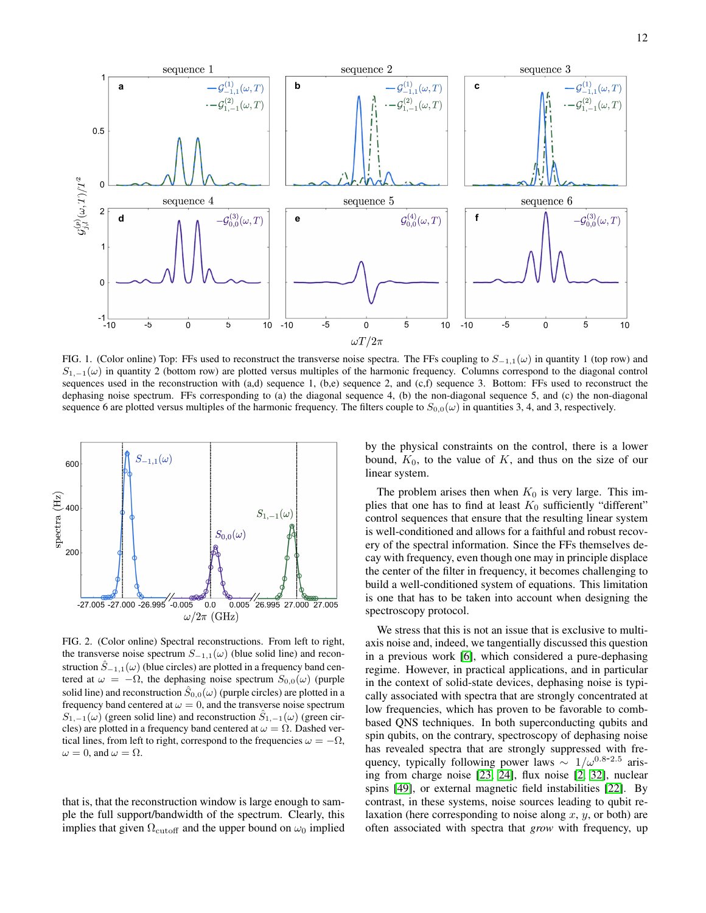FIG. 1. (Color online) Top: FFs used to reconstruct the transverse noise spectra. The FFs coupling to $S_{-1,1}(\omega)$ in quantity 1 (top row) and $S_{1,-1}(\omega)$ in quantity 2 (bottom row) are plotted versus multiples of the harmonic frequency. Columns correspond to the diagonal control sequences used in the reconstruction with (a,d) sequence 1, (b,e) sequence 2, and (c,f) sequence 3. Bottom: FFs used to reconstruct the dephasing noise spectrum. FFs corresponding to (a) the diagonal sequence 4, (b) the non-diagonal sequence 5, and (c) the non-diagonal sequence 6 are plotted versus multiples of the harmonic frequency. The filters couple to $S_{0,0}(\omega)$ in quantities 3, 4, and 3, respectively.

FIG. 2. (Color online) Spectral reconstructions. From left to right, the transverse noise spectrum $S_{-1,1}(\omega)$ (blue solid line) and reconstruction $\hat{S}_{-1,1}(\omega)$ (blue circles) are plotted in a frequency band centered at $\omega = -\Omega$, the dephasing noise spectrum $S_{0,0}(\omega)$ (purple solid line) and reconstruction $\hat{S}_{0,0}(\omega)$ (purple circles) are plotted in a frequency band centered at $\omega = 0$, and the transverse noise spectrum $S_{1,-1}(\omega)$ (green solid line) and reconstruction $\hat{S}_{1,-1}(\omega)$ (green circles) are plotted in a frequency band centered at $\omega = \Omega$. Dashed vertical lines, from left to right, correspond to the frequencies $\omega = -\Omega$, $\omega = 0$, and $\omega = \Omega$.

that is, that the reconstruction window is large enough to sample the full support/bandwidth of the spectrum. Clearly, this implies that given $\Omega_{\rm cutoff}$ and the upper bound on $\omega_0$ implied by the physical constraints on the control, there is a lower bound, $K_0$, to the value of $K$, and thus on the size of our linear system.

The problem arises then when $K_0$ is very large. This implies that one has to find at least $K_0$ sufficiently "different" control sequences that ensure that the resulting linear system is well-conditioned and allows for a faithful and robust recovery of the spectral information. Since the FFs themselves decay with frequency, even though one may in principle displace the center of the filter in frequency, it becomes challenging to build a well-conditioned system of equations. This limitation is one that has to be taken into account when designing the spectroscopy protocol.

We stress that this is not an issue that is exclusive to multi-axis noise and, indeed, we tangentially discussed this question in a previous work [6], which considered a pure-dephasing regime. However, in practical applications, and in particular in the context of solid-state devices, dephasing noise is typically associated with spectra that are strongly concentrated at low frequencies, which has proven to be favorable to comb-based QNS techniques. In both superconducting qubits and spin qubits, on the contrary, spectroscopy of dephasing noise has revealed spectra that are strongly suppressed with frequency, typically following power laws $\sim 1/\omega^{0.8\text{-}2.5}$ arising from charge noise [23, 24], flux noise [2, 32], nuclear spins [49], or external magnetic field instabilities [22]. By contrast, in these systems, noise sources leading to qubit relaxation (here corresponding to noise along $x$, $y$, or both) are often associated with spectra that *grow* with frequency, up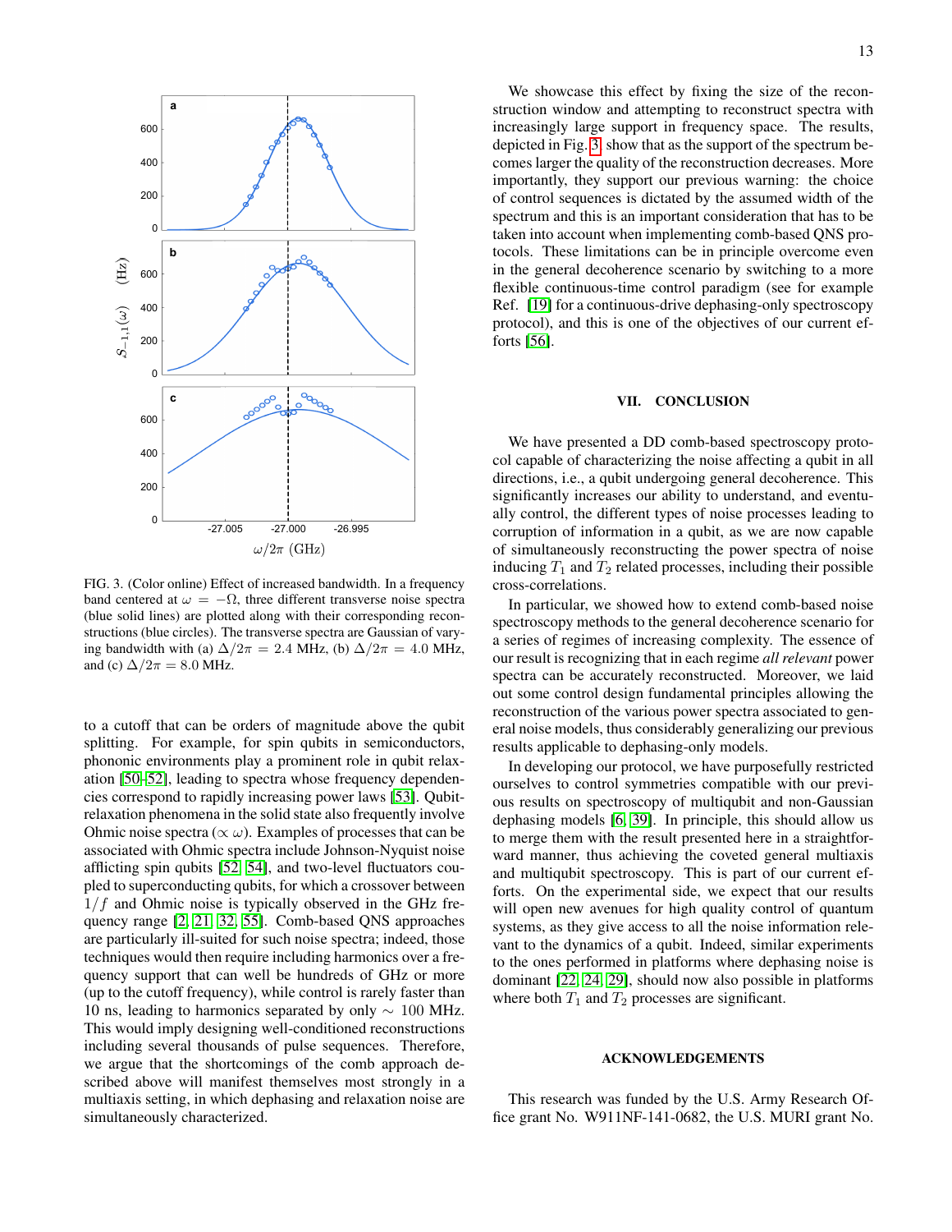FIG. 3. (Color online) Effect of increased bandwidth. In a frequency band centered at $\omega = -\Omega$, three different transverse noise spectra (blue solid lines) are plotted along with their corresponding reconstructions (blue circles). The transverse spectra are Gaussian of varying bandwidth with (a) $\Delta/2\pi = 2.4$ MHz, (b) $\Delta/2\pi = 4.0$ MHz, and (c) $\Delta/2\pi = 8.0$ MHz.

to a cutoff that can be orders of magnitude above the qubit splitting. For example, for spin qubits in semiconductors, phononic environments play a prominent role in qubit relaxation [50–52], leading to spectra whose frequency dependencies correspond to rapidly increasing power laws [53]. Qubit-relaxation phenomena in the solid state also frequently involve Ohmic noise spectra ($\propto \omega$). Examples of processes that can be associated with Ohmic spectra include Johnson-Nyquist noise afflicting spin qubits [52, 54], and two-level fluctuators coupled to superconducting qubits, for which a crossover between $1/f$ and Ohmic noise is typically observed in the GHz frequency range [2, 21, 32, 55]. Comb-based QNS approaches are particularly ill-suited for such noise spectra; indeed, those techniques would then require including harmonics over a frequency support that can well be hundreds of GHz or more (up to the cutoff frequency), while control is rarely faster than 10 ns, leading to harmonics separated by only $\sim$ 100 MHz. This would imply designing well-conditioned reconstructions including several thousands of pulse sequences. Therefore, we argue that the shortcomings of the comb approach described above will manifest themselves most strongly in a multiaxis setting, in which dephasing and relaxation noise are simultaneously characterized.

We showcase this effect by fixing the size of the reconstruction window and attempting to reconstruct spectra with increasingly large support in frequency space. The results, depicted in Fig. 3, show that as the support of the spectrum becomes larger the quality of the reconstruction decreases. More importantly, they support our previous warning: the choice of control sequences is dictated by the assumed width of the spectrum and this is an important consideration that has to be taken into account when implementing comb-based QNS protocols. These limitations can be in principle overcome even in the general decoherence scenario by switching to a more flexible continuous-time control paradigm (see for example Ref. [19] for a continuous-drive dephasing-only spectroscopy protocol), and this is one of the objectives of our current efforts [56].

## VII. CONCLUSION

We have presented a DD comb-based spectroscopy protocol capable of characterizing the noise affecting a qubit in all directions, i.e., a qubit undergoing general decoherence. This significantly increases our ability to understand, and eventually control, the different types of noise processes leading to corruption of information in a qubit, as we are now capable of simultaneously reconstructing the power spectra of noise inducing $T_1$ and $T_2$ related processes, including their possible cross-correlations.

In particular, we showed how to extend comb-based noise spectroscopy methods to the general decoherence scenario for a series of regimes of increasing complexity. The essence of our result is recognizing that in each regime *all relevant* power spectra can be accurately reconstructed. Moreover, we laid out some control design fundamental principles allowing the reconstruction of the various power spectra associated to general noise models, thus considerably generalizing our previous results applicable to dephasing-only models.

In developing our protocol, we have purposefully restricted ourselves to control symmetries compatible with our previous results on spectroscopy of multiqubit and non-Gaussian dephasing models [6, 39]. In principle, this should allow us to merge them with the result presented here in a straightforward manner, thus achieving the coveted general multiaxis and multiqubit spectroscopy. This is part of our current efforts. On the experimental side, we expect that our results will open new avenues for high quality control of quantum systems, as they give access to all the noise information relevant to the dynamics of a qubit. Indeed, similar experiments to the ones performed in platforms where dephasing noise is dominant [22, 24, 29], should now also possible in platforms where both $T_1$ and $T_2$ processes are significant.

## ACKNOWLEDGEMENTS

This research was funded by the U.S. Army Research Office grant No. W911NF-141-0682, the U.S. MURI grant No.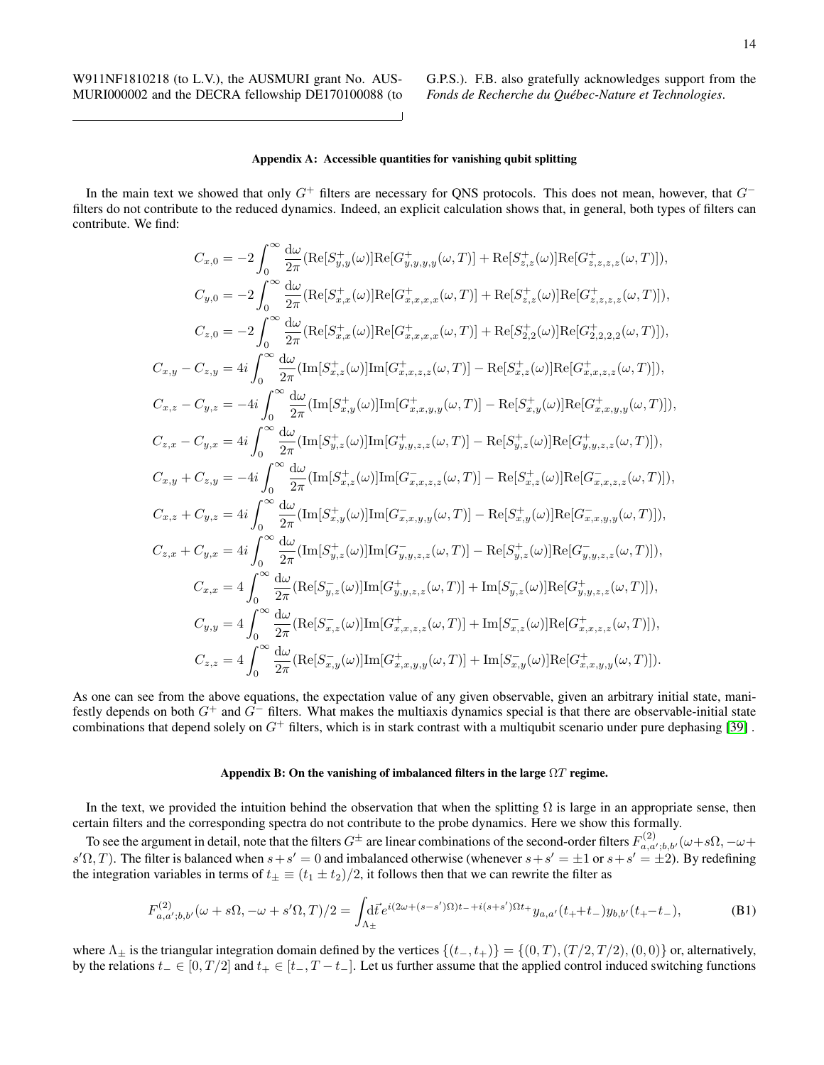W911NF1810218 (to L.V.), the AUSMURI grant No. AUSMURI000002 and the DECRA fellowship DE170100088 (to G.P.S.). F.B. also gratefully acknowledges support from the *Fonds de Recherche du Québec-Nature et Technologies*.

---

### Appendix A: Accessible quantities for vanishing qubit splitting

In the main text we showed that only $G^+$ filters are necessary for QNS protocols. This does not mean, however, that $G^-$ filters do not contribute to the reduced dynamics. Indeed, an explicit calculation shows that, in general, both types of filters can contribute. We find:

$$
\begin{aligned}
C_{x,0} &= -2\int_0^\infty \frac{\mathrm{d}\omega}{2\pi}(\mathrm{Re}[S^+_{y,y}(\omega)]\mathrm{Re}[G^+_{y,y,y,y}(\omega,T)] + \mathrm{Re}[S^+_{z,z}(\omega)]\mathrm{Re}[G^+_{z,z,z,z}(\omega,T)]),\\
C_{y,0} &= -2\int_0^\infty \frac{\mathrm{d}\omega}{2\pi}(\mathrm{Re}[S^+_{x,x}(\omega)]\mathrm{Re}[G^+_{x,x,x,x}(\omega,T)] + \mathrm{Re}[S^+_{z,z}(\omega)]\mathrm{Re}[G^+_{z,z,z,z}(\omega,T)]),\\
C_{z,0} &= -2\int_0^\infty \frac{\mathrm{d}\omega}{2\pi}(\mathrm{Re}[S^+_{x,x}(\omega)]\mathrm{Re}[G^+_{x,x,x,x}(\omega,T)] + \mathrm{Re}[S^+_{2,2}(\omega)]\mathrm{Re}[G^+_{2,2,2,2}(\omega,T)]),\\
C_{x,y} - C_{z,y} &= 4i\int_0^\infty \frac{\mathrm{d}\omega}{2\pi}(\mathrm{Im}[S^+_{x,z}(\omega)]\mathrm{Im}[G^+_{x,x,z,z}(\omega,T)] - \mathrm{Re}[S^+_{x,z}(\omega)]\mathrm{Re}[G^+_{x,x,z,z}(\omega,T)]),\\
C_{x,z} - C_{y,z} &= -4i\int_0^\infty \frac{\mathrm{d}\omega}{2\pi}(\mathrm{Im}[S^+_{x,y}(\omega)]\mathrm{Im}[G^+_{x,x,y,y}(\omega,T)] - \mathrm{Re}[S^+_{x,y}(\omega)]\mathrm{Re}[G^+_{x,x,y,y}(\omega,T)]),\\
C_{z,x} - C_{y,x} &= 4i\int_0^\infty \frac{\mathrm{d}\omega}{2\pi}(\mathrm{Im}[S^+_{y,z}(\omega)]\mathrm{Im}[G^+_{y,y,z,z}(\omega,T)] - \mathrm{Re}[S^+_{y,z}(\omega)]\mathrm{Re}[G^+_{y,y,z,z}(\omega,T)]),\\
C_{x,y} + C_{z,y} &= -4i\int_0^\infty \frac{\mathrm{d}\omega}{2\pi}(\mathrm{Im}[S^+_{x,z}(\omega)]\mathrm{Im}[G^-_{x,x,z,z}(\omega,T)] - \mathrm{Re}[S^+_{x,z}(\omega)]\mathrm{Re}[G^-_{x,x,z,z}(\omega,T)]),\\
C_{x,z} + C_{y,z} &= 4i\int_0^\infty \frac{\mathrm{d}\omega}{2\pi}(\mathrm{Im}[S^+_{x,y}(\omega)]\mathrm{Im}[G^-_{x,x,y,y}(\omega,T)] - \mathrm{Re}[S^+_{x,y}(\omega)]\mathrm{Re}[G^-_{x,x,y,y}(\omega,T)]),\\
C_{z,x} + C_{y,x} &= 4i\int_0^\infty \frac{\mathrm{d}\omega}{2\pi}(\mathrm{Im}[S^+_{y,z}(\omega)]\mathrm{Im}[G^-_{y,y,z,z}(\omega,T)] - \mathrm{Re}[S^+_{y,z}(\omega)]\mathrm{Re}[G^-_{y,y,z,z}(\omega,T)]),\\
C_{x,x} &= 4\int_0^\infty \frac{\mathrm{d}\omega}{2\pi}(\mathrm{Re}[S^-_{y,z}(\omega)]\mathrm{Im}[G^+_{y,y,z,z}(\omega,T)] + \mathrm{Im}[S^-_{y,z}(\omega)]\mathrm{Re}[G^+_{y,y,z,z}(\omega,T)]),\\
C_{y,y} &= 4\int_0^\infty \frac{\mathrm{d}\omega}{2\pi}(\mathrm{Re}[S^-_{x,z}(\omega)]\mathrm{Im}[G^+_{x,x,z,z}(\omega,T)] + \mathrm{Im}[S^-_{x,z}(\omega)]\mathrm{Re}[G^+_{x,x,z,z}(\omega,T)]),\\
C_{z,z} &= 4\int_0^\infty \frac{\mathrm{d}\omega}{2\pi}(\mathrm{Re}[S^-_{x,y}(\omega)]\mathrm{Im}[G^+_{x,x,y,y}(\omega,T)] + \mathrm{Im}[S^-_{x,y}(\omega)]\mathrm{Re}[G^+_{x,x,y,y}(\omega,T)]).
\end{aligned}
$$

As one can see from the above equations, the expectation value of any given observable, given an arbitrary initial state, manifestly depends on both $G^+$ and $G^-$ filters. What makes the multiaxis dynamics special is that there are observable-initial state combinations that depend solely on $G^+$ filters, which is in stark contrast with a multiqubit scenario under pure dephasing [39] .

### Appendix B: On the vanishing of imbalanced filters in the large $\Omega T$ regime.

In the text, we provided the intuition behind the observation that when the splitting $\Omega$ is large in an appropriate sense, then certain filters and the corresponding spectra do not contribute to the probe dynamics. Here we show this formally.

To see the argument in detail, note that the filters $G^\pm$ are linear combinations of the second-order filters $F^{(2)}_{a,a';b,b'}(\omega+s\Omega,-\omega+s'\Omega,T)$. The filter is balanced when $s+s'=0$ and imbalanced otherwise (whenever $s+s'=\pm1$ or $s+s'=\pm2$). By redefining the integration variables in terms of $t_\pm \equiv (t_1 \pm t_2)/2$, it follows then that we can rewrite the filter as

$$
F^{(2)}_{a,a';b,b'}(\omega+s\Omega,-\omega+s'\Omega,T)/2 = \int_{\Lambda_\pm}\mathrm{d}\vec{t}\, e^{i(2\omega+(s-s')\Omega)t_- + i(s+s')\Omega t_+} y_{a,a'}(t_++t_-)y_{b,b'}(t_+-t_-), \tag{B1}
$$

where $\Lambda_\pm$ is the triangular integration domain defined by the vertices $\{(t_-,t_+)\}=\{(0,T),(T/2,T/2),(0,0)\}$ or, alternatively, by the relations $t_-\in[0,T/2]$ and $t_+\in[t_-,T-t_-]$. Let us further assume that the applied control induced switching functions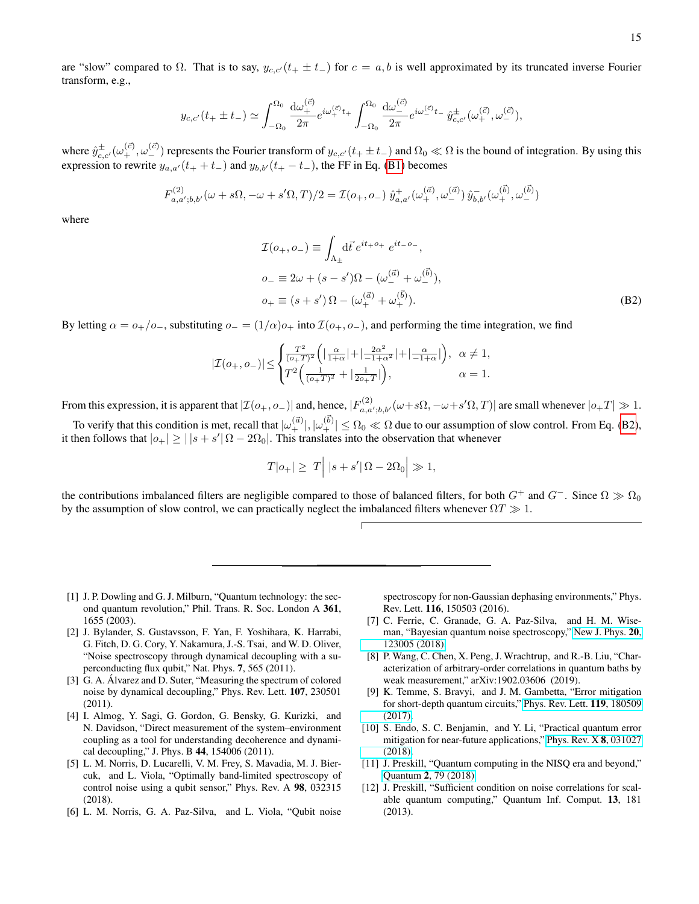are "slow" compared to $\Omega$. That is to say, $y_{c,c'}(t_+ \pm t_-)$ for $c = a, b$ is well approximated by its truncated inverse Fourier transform, e.g.,

$$y_{c,c'}(t_+ \pm t_-) \simeq \int_{-\Omega_0}^{\Omega_0} \frac{\mathrm{d}\omega_+^{(\vec{c})}}{2\pi} e^{i\omega_+^{(\vec{c})} t_+} \int_{-\Omega_0}^{\Omega_0} \frac{\mathrm{d}\omega_-^{(\vec{c})}}{2\pi} e^{i\omega_-^{(\vec{c})} t_-} \hat{y}^{\pm}_{c,c'}(\omega_+^{(\vec{c})}, \omega_-^{(\vec{c})}),$$

where $\hat{y}^{\pm}_{c,c'}(\omega_+^{(\vec{c})}, \omega_-^{(\vec{c})})$ represents the Fourier transform of $y_{c,c'}(t_+ \pm t_-)$ and $\Omega_0 \ll \Omega$ is the bound of integration. By using this expression to rewrite $y_{a,a'}(t_+ + t_-)$ and $y_{b,b'}(t_+ - t_-)$, the FF in Eq. (B1) becomes

$$F^{(2)}_{a,a';b,b'}(\omega + s\Omega, -\omega + s'\Omega, T)/2 = \mathcal{I}(o_+, o_-)\, \hat{y}^{+}_{a,a'}(\omega_+^{(\vec{a})}, \omega_-^{(\vec{a})})\, \hat{y}^{-}_{b,b'}(\omega_+^{(\vec{b})}, \omega_-^{(\vec{b})})$$

where

$$\begin{aligned}
\mathcal{I}(o_+, o_-) &\equiv \int_{\Lambda_\pm} \mathrm{d}\vec{t}\, e^{it_+ o_+}\, e^{it_- o_-}, \\
o_- &\equiv 2\omega + (s - s')\Omega - (\omega_-^{(\vec{a})} + \omega_-^{(\vec{b})}), \\
o_+ &\equiv (s + s')\,\Omega - (\omega_+^{(\vec{a})} + \omega_+^{(\vec{b})}).
\end{aligned} \tag{B2}$$

By letting $\alpha = o_+/o_-$, substituting $o_- = (1/\alpha)o_+$ into $\mathcal{I}(o_+, o_-)$, and performing the time integration, we find

$$|\mathcal{I}(o_+, o_-)| \leq \begin{cases} \frac{T^2}{(o_+T)^2}\Big(\big|\frac{\alpha}{1+\alpha}\big| + \big|\frac{2\alpha^2}{-1+\alpha^2}\big| + \big|\frac{\alpha}{-1+\alpha}\big|\Big), & \alpha \neq 1, \\ T^2\Big(\frac{1}{(o_+T)^2} + \big|\frac{1}{2o_+T}\big|\Big), & \alpha = 1. \end{cases}$$

From this expression, it is apparent that $|\mathcal{I}(o_+, o_-)|$ and, hence, $|F^{(2)}_{a,a';b,b'}(\omega + s\Omega, -\omega + s'\Omega, T)|$ are small whenever $|o_+T| \gg 1$.

To verify that this condition is met, recall that $|\omega_+^{(\vec{a})}|, |\omega_+^{(\vec{b})}| \leq \Omega_0 \ll \Omega$ due to our assumption of slow control. From Eq. (B2), it then follows that $|o_+| \geq \big|\,|s + s'|\,\Omega - 2\Omega_0\big|$. This translates into the observation that whenever

$$T|o_+| \geq\; T\Big|\; |s + s'|\,\Omega - 2\Omega_0\Big| \gg 1,$$

the contributions imbalanced filters are negligible compared to those of balanced filters, for both $G^+$ and $G^-$. Since $\Omega \gg \Omega_0$ by the assumption of slow control, we can practically neglect the imbalanced filters whenever $\Omega T \gg 1$.

---

[1] J. P. Dowling and G. J. Milburn, "Quantum technology: the second quantum revolution," Phil. Trans. R. Soc. London A **361**, 1655 (2003).

[2] J. Bylander, S. Gustavsson, F. Yan, F. Yoshihara, K. Harrabi, G. Fitch, D. G. Cory, Y. Nakamura, J.-S. Tsai, and W. D. Oliver, "Noise spectroscopy through dynamical decoupling with a superconducting flux qubit," Nat. Phys. **7**, 565 (2011).

[3] G. A. Álvarez and D. Suter, "Measuring the spectrum of colored noise by dynamical decoupling," Phys. Rev. Lett. **107**, 230501 (2011).

[4] I. Almog, Y. Sagi, G. Gordon, G. Bensky, G. Kurizki, and N. Davidson, "Direct measurement of the system–environment coupling as a tool for understanding decoherence and dynamical decoupling," J. Phys. B **44**, 154006 (2011).

[5] L. M. Norris, D. Lucarelli, V. M. Frey, S. Mavadia, M. J. Biercuk, and L. Viola, "Optimally band-limited spectroscopy of control noise using a qubit sensor," Phys. Rev. A **98**, 032315 (2018).

[6] L. M. Norris, G. A. Paz-Silva, and L. Viola, "Qubit noise spectroscopy for non-Gaussian dephasing environments," Phys. Rev. Lett. **116**, 150503 (2016).

[7] C. Ferrie, C. Granade, G. A. Paz-Silva, and H. M. Wiseman, "Bayesian quantum noise spectroscopy," New J. Phys. **20**, 123005 (2018).

[8] P. Wang, C. Chen, X. Peng, J. Wrachtrup, and R.-B. Liu, "Characterization of arbitrary-order correlations in quantum baths by weak measurement," arXiv:1902.03606 (2019).

[9] K. Temme, S. Bravyi, and J. M. Gambetta, "Error mitigation for short-depth quantum circuits," Phys. Rev. Lett. **119**, 180509 (2017).

[10] S. Endo, S. C. Benjamin, and Y. Li, "Practical quantum error mitigation for near-future applications," Phys. Rev. X **8**, 031027 (2018).

[11] J. Preskill, "Quantum computing in the NISQ era and beyond," Quantum **2**, 79 (2018).

[12] J. Preskill, "Sufficient condition on noise correlations for scalable quantum computing," Quantum Inf. Comput. **13**, 181 (2013).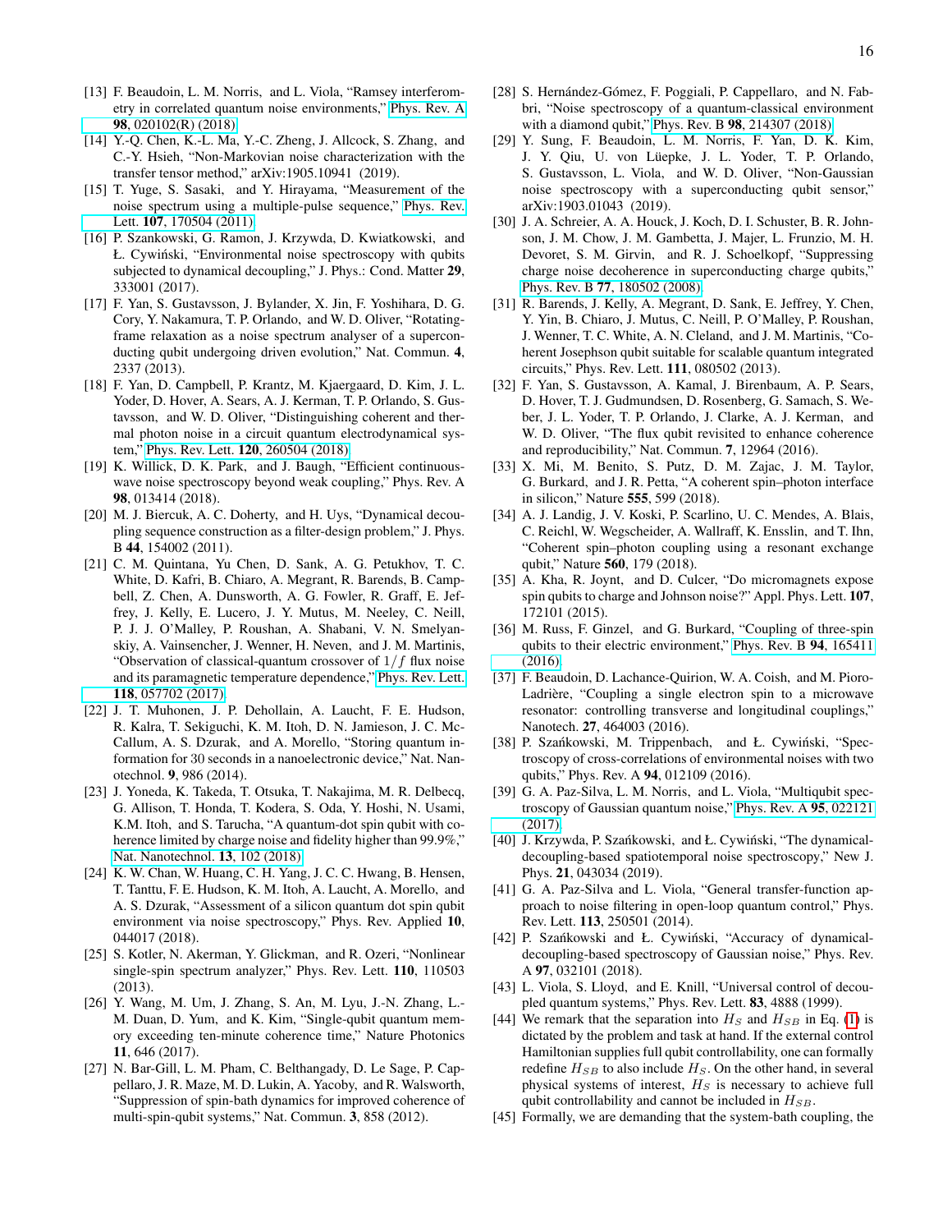[13] F. Beaudoin, L. M. Norris, and L. Viola, "Ramsey interferometry in correlated quantum noise environments," Phys. Rev. A **98**, 020102(R) (2018).

[14] Y.-Q. Chen, K.-L. Ma, Y.-C. Zheng, J. Allcock, S. Zhang, and C.-Y. Hsieh, "Non-Markovian noise characterization with the transfer tensor method," arXiv:1905.10941 (2019).

[15] T. Yuge, S. Sasaki, and Y. Hirayama, "Measurement of the noise spectrum using a multiple-pulse sequence," Phys. Rev. Lett. **107**, 170504 (2011).

[16] P. Szankowski, G. Ramon, J. Krzywda, D. Kwiatkowski, and Ł. Cywiński, "Environmental noise spectroscopy with qubits subjected to dynamical decoupling," J. Phys.: Cond. Matter **29**, 333001 (2017).

[17] F. Yan, S. Gustavsson, J. Bylander, X. Jin, F. Yoshihara, D. G. Cory, Y. Nakamura, T. P. Orlando, and W. D. Oliver, "Rotating-frame relaxation as a noise spectrum analyser of a superconducting qubit undergoing driven evolution," Nat. Commun. **4**, 2337 (2013).

[18] F. Yan, D. Campbell, P. Krantz, M. Kjaergaard, D. Kim, J. L. Yoder, D. Hover, A. Sears, A. J. Kerman, T. P. Orlando, S. Gustavsson, and W. D. Oliver, "Distinguishing coherent and thermal photon noise in a circuit quantum electrodynamical system," Phys. Rev. Lett. **120**, 260504 (2018).

[19] K. Willick, D. K. Park, and J. Baugh, "Efficient continuous-wave noise spectroscopy beyond weak coupling," Phys. Rev. A **98**, 013414 (2018).

[20] M. J. Biercuk, A. C. Doherty, and H. Uys, "Dynamical decoupling sequence construction as a filter-design problem," J. Phys. B **44**, 154002 (2011).

[21] C. M. Quintana, Yu Chen, D. Sank, A. G. Petukhov, T. C. White, D. Kafri, B. Chiaro, A. Megrant, R. Barends, B. Campbell, Z. Chen, A. Dunsworth, A. G. Fowler, R. Graff, E. Jeffrey, J. Kelly, E. Lucero, J. Y. Mutus, M. Neeley, C. Neill, P. J. J. O'Malley, P. Roushan, A. Shabani, V. N. Smelyanskiy, A. Vainsencher, J. Wenner, H. Neven, and J. M. Martinis, "Observation of classical-quantum crossover of $1/f$ flux noise and its paramagnetic temperature dependence," Phys. Rev. Lett. **118**, 057702 (2017).

[22] J. T. Muhonen, J. P. Dehollain, A. Laucht, F. E. Hudson, R. Kalra, T. Sekiguchi, K. M. Itoh, D. N. Jamieson, J. C. McCallum, A. S. Dzurak, and A. Morello, "Storing quantum information for 30 seconds in a nanoelectronic device," Nat. Nanotechnol. **9**, 986 (2014).

[23] J. Yoneda, K. Takeda, T. Otsuka, T. Nakajima, M. R. Delbecq, G. Allison, T. Honda, T. Kodera, S. Oda, Y. Hoshi, N. Usami, K.M. Itoh, and S. Tarucha, "A quantum-dot spin qubit with coherence limited by charge noise and fidelity higher than 99.9%," Nat. Nanotechnol. **13**, 102 (2018).

[24] K. W. Chan, W. Huang, C. H. Yang, J. C. C. Hwang, B. Hensen, T. Tanttu, F. E. Hudson, K. M. Itoh, A. Laucht, A. Morello, and A. S. Dzurak, "Assessment of a silicon quantum dot spin qubit environment via noise spectroscopy," Phys. Rev. Applied **10**, 044017 (2018).

[25] S. Kotler, N. Akerman, Y. Glickman, and R. Ozeri, "Nonlinear single-spin spectrum analyzer," Phys. Rev. Lett. **110**, 110503 (2013).

[26] Y. Wang, M. Um, J. Zhang, S. An, M. Lyu, J.-N. Zhang, L.-M. Duan, D. Yum, and K. Kim, "Single-qubit quantum memory exceeding ten-minute coherence time," Nature Photonics **11**, 646 (2017).

[27] N. Bar-Gill, L. M. Pham, C. Belthangady, D. Le Sage, P. Cappellaro, J. R. Maze, M. D. Lukin, A. Yacoby, and R. Walsworth, "Suppression of spin-bath dynamics for improved coherence of multi-spin-qubit systems," Nat. Commun. **3**, 858 (2012).

[28] S. Hernández-Gómez, F. Poggiali, P. Cappellaro, and N. Fabbri, "Noise spectroscopy of a quantum-classical environment with a diamond qubit," Phys. Rev. B **98**, 214307 (2018).

[29] Y. Sung, F. Beaudoin, L. M. Norris, F. Yan, D. K. Kim, J. Y. Qiu, U. von Lüepke, J. L. Yoder, T. P. Orlando, S. Gustavsson, L. Viola, and W. D. Oliver, "Non-Gaussian noise spectroscopy with a superconducting qubit sensor," arXiv:1903.01043 (2019).

[30] J. A. Schreier, A. A. Houck, J. Koch, D. I. Schuster, B. R. Johnson, J. M. Chow, J. M. Gambetta, J. Majer, L. Frunzio, M. H. Devoret, S. M. Girvin, and R. J. Schoelkopf, "Suppressing charge noise decoherence in superconducting charge qubits," Phys. Rev. B **77**, 180502 (2008).

[31] R. Barends, J. Kelly, A. Megrant, D. Sank, E. Jeffrey, Y. Chen, Y. Yin, B. Chiaro, J. Mutus, C. Neill, P. O'Malley, P. Roushan, J. Wenner, T. C. White, A. N. Cleland, and J. M. Martinis, "Coherent Josephson qubit suitable for scalable quantum integrated circuits," Phys. Rev. Lett. **111**, 080502 (2013).

[32] F. Yan, S. Gustavsson, A. Kamal, J. Birenbaum, A. P. Sears, D. Hover, T. J. Gudmundsen, D. Rosenberg, G. Samach, S. Weber, J. L. Yoder, T. P. Orlando, J. Clarke, A. J. Kerman, and W. D. Oliver, "The flux qubit revisited to enhance coherence and reproducibility," Nat. Commun. **7**, 12964 (2016).

[33] X. Mi, M. Benito, S. Putz, D. M. Zajac, J. M. Taylor, G. Burkard, and J. R. Petta, "A coherent spin–photon interface in silicon," Nature **555**, 599 (2018).

[34] A. J. Landig, J. V. Koski, P. Scarlino, U. C. Mendes, A. Blais, C. Reichl, W. Wegscheider, A. Wallraff, K. Ensslin, and T. Ihn, "Coherent spin–photon coupling using a resonant exchange qubit," Nature **560**, 179 (2018).

[35] A. Kha, R. Joynt, and D. Culcer, "Do micromagnets expose spin qubits to charge and Johnson noise?" Appl. Phys. Lett. **107**, 172101 (2015).

[36] M. Russ, F. Ginzel, and G. Burkard, "Coupling of three-spin qubits to their electric environment," Phys. Rev. B **94**, 165411 (2016).

[37] F. Beaudoin, D. Lachance-Quirion, W. A. Coish, and M. Pioro-Ladrière, "Coupling a single electron spin to a microwave resonator: controlling transverse and longitudinal couplings," Nanotech. **27**, 464003 (2016).

[38] P. Szańkowski, M. Trippenbach, and Ł. Cywiński, "Spectroscopy of cross-correlations of environmental noises with two qubits," Phys. Rev. A **94**, 012109 (2016).

[39] G. A. Paz-Silva, L. M. Norris, and L. Viola, "Multiqubit spectroscopy of Gaussian quantum noise," Phys. Rev. A **95**, 022121 (2017).

[40] J. Krzywda, P. Szańkowski, and Ł. Cywiński, "The dynamical-decoupling-based spatiotemporal noise spectroscopy," New J. Phys. **21**, 043034 (2019).

[41] G. A. Paz-Silva and L. Viola, "General transfer-function approach to noise filtering in open-loop quantum control," Phys. Rev. Lett. **113**, 250501 (2014).

[42] P. Szańkowski and Ł. Cywiński, "Accuracy of dynamical-decoupling-based spectroscopy of Gaussian noise," Phys. Rev. A **97**, 032101 (2018).

[43] L. Viola, S. Lloyd, and E. Knill, "Universal control of decoupled quantum systems," Phys. Rev. Lett. **83**, 4888 (1999).

[44] We remark that the separation into $H_S$ and $H_{SB}$ in Eq. (1) is dictated by the problem and task at hand. If the external control Hamiltonian supplies full qubit controllability, one can formally redefine $H_{SB}$ to also include $H_S$. On the other hand, in several physical systems of interest, $H_S$ is necessary to achieve full qubit controllability and cannot be included in $H_{SB}$.

[45] Formally, we are demanding that the system-bath coupling, the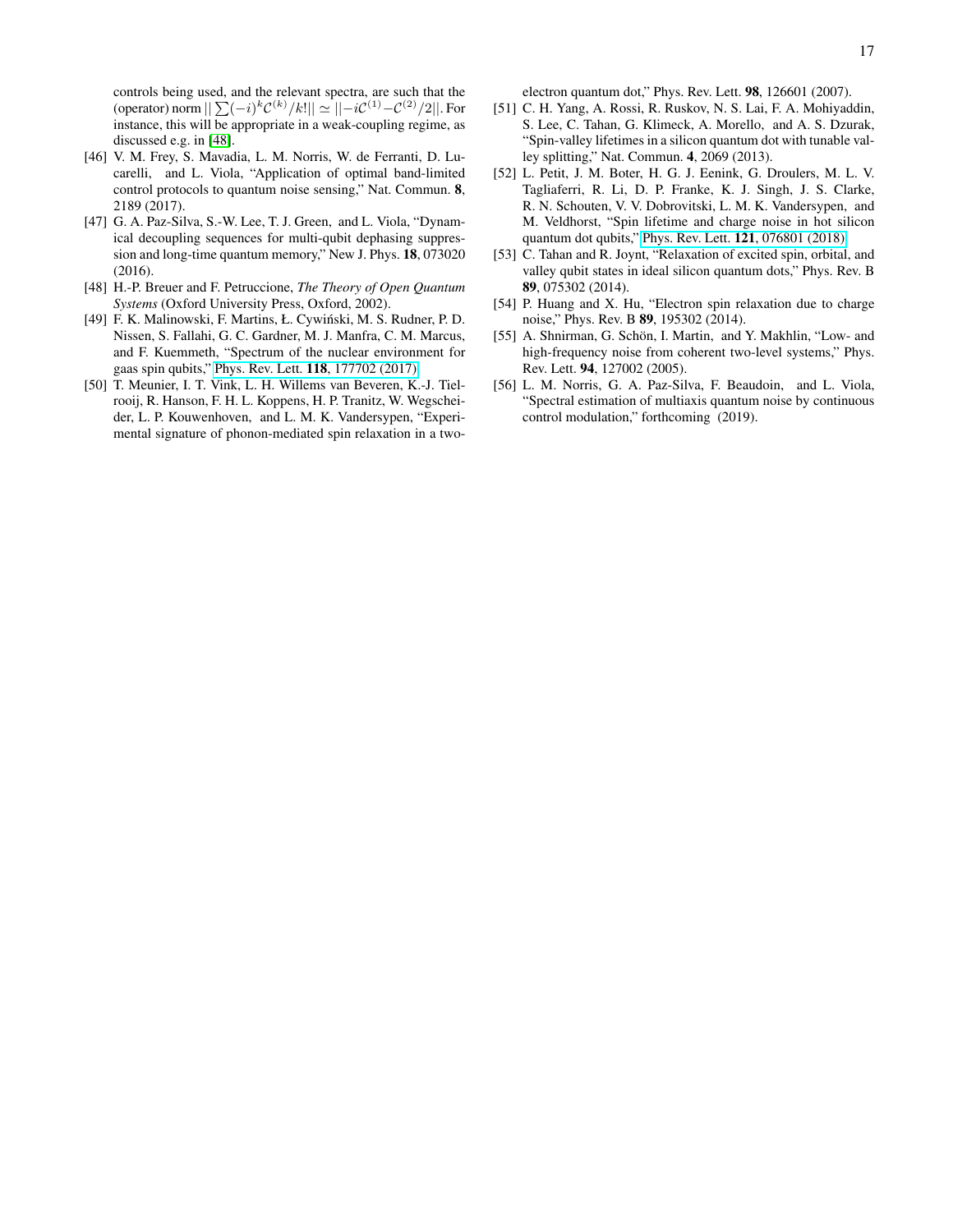controls being used, and the relevant spectra, are such that the (operator) norm $||\sum(-i)^k\mathcal{C}^{(k)}/k!|| \simeq ||-i\mathcal{C}^{(1)}-\mathcal{C}^{(2)}/2||$. For instance, this will be appropriate in a weak-coupling regime, as discussed e.g. in [48].

[46] V. M. Frey, S. Mavadia, L. M. Norris, W. de Ferranti, D. Lucarelli, and L. Viola, "Application of optimal band-limited control protocols to quantum noise sensing," Nat. Commun. **8**, 2189 (2017).

[47] G. A. Paz-Silva, S.-W. Lee, T. J. Green, and L. Viola, "Dynamical decoupling sequences for multi-qubit dephasing suppression and long-time quantum memory," New J. Phys. **18**, 073020 (2016).

[48] H.-P. Breuer and F. Petruccione, *The Theory of Open Quantum Systems* (Oxford University Press, Oxford, 2002).

[49] F. K. Malinowski, F. Martins, Ł. Cywiński, M. S. Rudner, P. D. Nissen, S. Fallahi, G. C. Gardner, M. J. Manfra, C. M. Marcus, and F. Kuemmeth, "Spectrum of the nuclear environment for gaas spin qubits," Phys. Rev. Lett. **118**, 177702 (2017).

[50] T. Meunier, I. T. Vink, L. H. Willems van Beveren, K.-J. Tielrooij, R. Hanson, F. H. L. Koppens, H. P. Tranitz, W. Wegscheider, L. P. Kouwenhoven, and L. M. K. Vandersypen, "Experimental signature of phonon-mediated spin relaxation in a two-electron quantum dot," Phys. Rev. Lett. **98**, 126601 (2007).

[51] C. H. Yang, A. Rossi, R. Ruskov, N. S. Lai, F. A. Mohiyaddin, S. Lee, C. Tahan, G. Klimeck, A. Morello, and A. S. Dzurak, "Spin-valley lifetimes in a silicon quantum dot with tunable valley splitting," Nat. Commun. **4**, 2069 (2013).

[52] L. Petit, J. M. Boter, H. G. J. Eenink, G. Droulers, M. L. V. Tagliaferri, R. Li, D. P. Franke, K. J. Singh, J. S. Clarke, R. N. Schouten, V. V. Dobrovitski, L. M. K. Vandersypen, and M. Veldhorst, "Spin lifetime and charge noise in hot silicon quantum dot qubits," Phys. Rev. Lett. **121**, 076801 (2018).

[53] C. Tahan and R. Joynt, "Relaxation of excited spin, orbital, and valley qubit states in ideal silicon quantum dots," Phys. Rev. B **89**, 075302 (2014).

[54] P. Huang and X. Hu, "Electron spin relaxation due to charge noise," Phys. Rev. B **89**, 195302 (2014).

[55] A. Shnirman, G. Schön, I. Martin, and Y. Makhlin, "Low- and high-frequency noise from coherent two-level systems," Phys. Rev. Lett. **94**, 127002 (2005).

[56] L. M. Norris, G. A. Paz-Silva, F. Beaudoin, and L. Viola, "Spectral estimation of multiaxis quantum noise by continuous control modulation," forthcoming (2019).